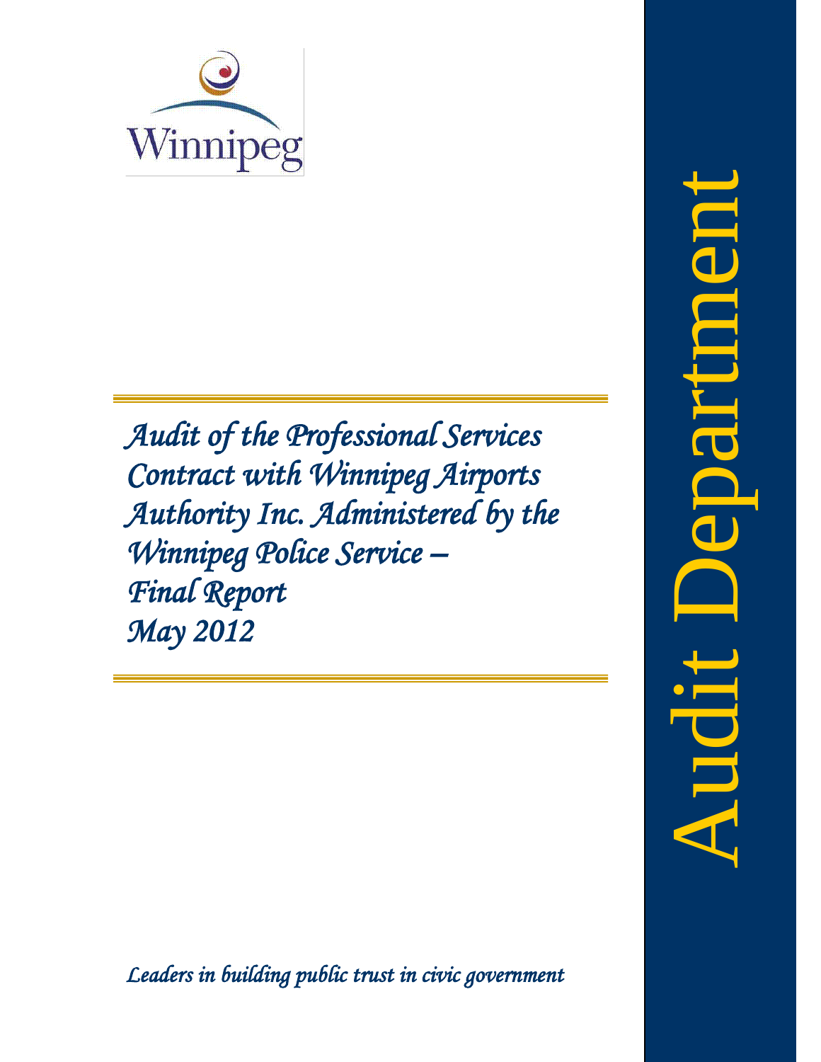Winnipeg

# *Audit of the Professional Services Contract with Winnipeg Airports Authority Inc. Administered by the Winnipeg Police Service – Final Report May 2012*

*Leaders in building public trust in civic government*

Audit Department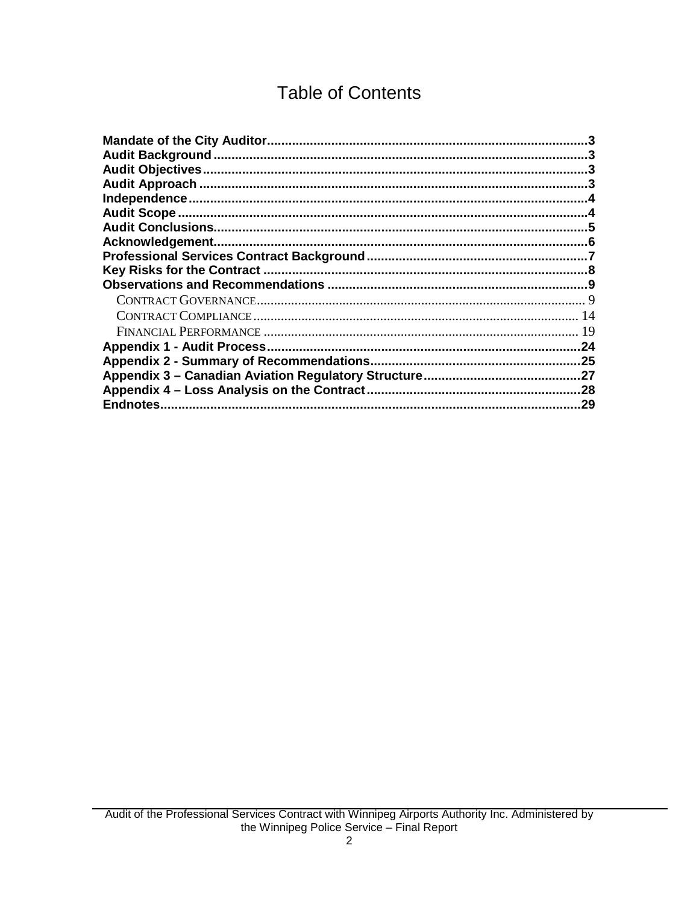# Table of Contents

**Mandate of the City Auditor**......................................................................................3
**Audit Background**......................................................................................................3
**Audit Objectives**.........................................................................................................3
**Audit Approach**...........................................................................................................3
**Independence**.............................................................................................................4
**Audit Scope**.................................................................................................................4
**Audit Conclusions**.......................................................................................................5
**Acknowledgement**.......................................................................................................6
**Professional Services Contract Background**.............................................................7
**Key Risks for the Contract**..........................................................................................8
**Observations and Recommendations**........................................................................9
- CONTRACT GOVERNANCE.............................................................................................9
- CONTRACT COMPLIANCE...........................................................................................14
- FINANCIAL PERFORMANCE.........................................................................................19

**Appendix 1 - Audit Process**......................................................................................24
**Appendix 2 - Summary of Recommendations**..........................................................25
**Appendix 3 – Canadian Aviation Regulatory Structure**............................................27
**Appendix 4 – Loss Analysis on the Contract**...........................................................28
**Endnotes**....................................................................................................................29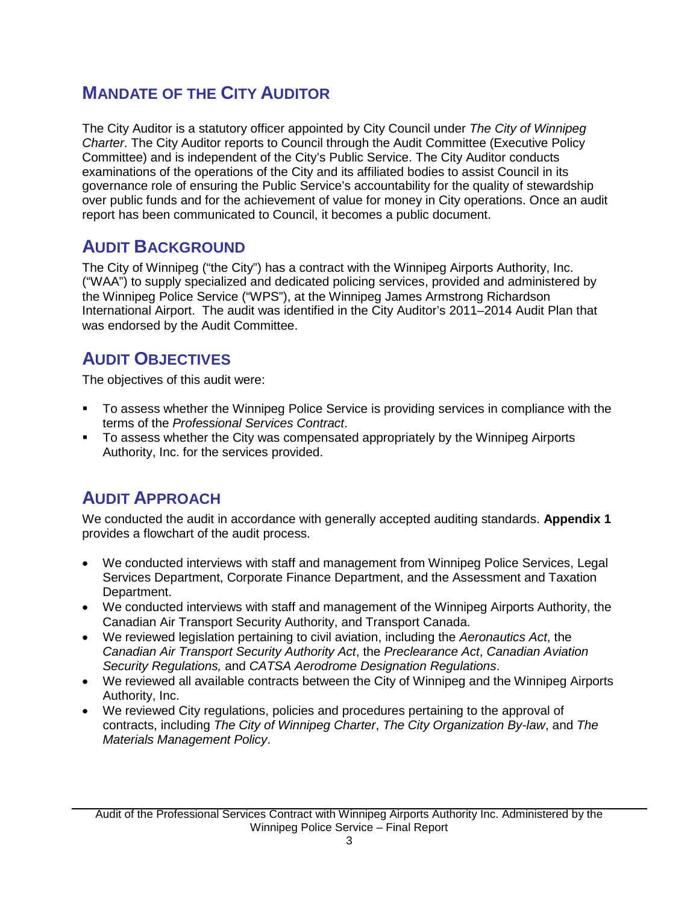## MANDATE OF THE CITY AUDITOR

The City Auditor is a statutory officer appointed by City Council under *The City of Winnipeg Charter*. The City Auditor reports to Council through the Audit Committee (Executive Policy Committee) and is independent of the City's Public Service. The City Auditor conducts examinations of the operations of the City and its affiliated bodies to assist Council in its governance role of ensuring the Public Service's accountability for the quality of stewardship over public funds and for the achievement of value for money in City operations. Once an audit report has been communicated to Council, it becomes a public document.

## AUDIT BACKGROUND

The City of Winnipeg ("the City") has a contract with the Winnipeg Airports Authority, Inc. ("WAA") to supply specialized and dedicated policing services, provided and administered by the Winnipeg Police Service ("WPS"), at the Winnipeg James Armstrong Richardson International Airport. The audit was identified in the City Auditor's 2011–2014 Audit Plan that was endorsed by the Audit Committee.

## AUDIT OBJECTIVES

The objectives of this audit were:

- To assess whether the Winnipeg Police Service is providing services in compliance with the terms of the *Professional Services Contract*.
- To assess whether the City was compensated appropriately by the Winnipeg Airports Authority, Inc. for the services provided.

## AUDIT APPROACH

We conducted the audit in accordance with generally accepted auditing standards. **Appendix 1** provides a flowchart of the audit process.

- We conducted interviews with staff and management from Winnipeg Police Services, Legal Services Department, Corporate Finance Department, and the Assessment and Taxation Department.
- We conducted interviews with staff and management of the Winnipeg Airports Authority, the Canadian Air Transport Security Authority, and Transport Canada.
- We reviewed legislation pertaining to civil aviation, including the *Aeronautics Act*, the *Canadian Air Transport Security Authority Act*, the *Preclearance Act*, *Canadian Aviation Security Regulations,* and *CATSA Aerodrome Designation Regulations*.
- We reviewed all available contracts between the City of Winnipeg and the Winnipeg Airports Authority, Inc.
- We reviewed City regulations, policies and procedures pertaining to the approval of contracts, including *The City of Winnipeg Charter*, *The City Organization By-law*, and *The Materials Management Policy*.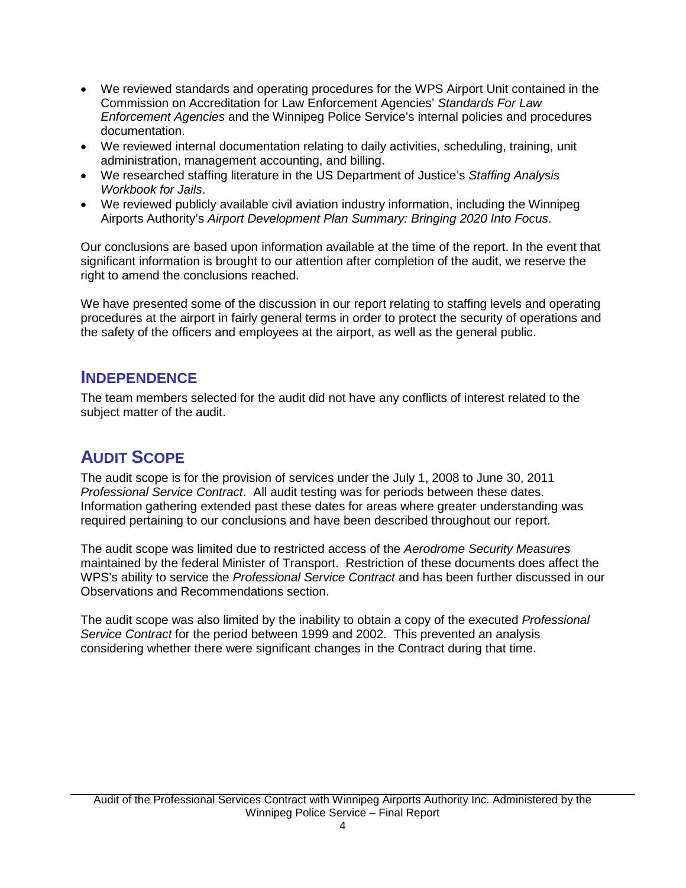- We reviewed standards and operating procedures for the WPS Airport Unit contained in the Commission on Accreditation for Law Enforcement Agencies' *Standards For Law Enforcement Agencies* and the Winnipeg Police Service's internal policies and procedures documentation.
- We reviewed internal documentation relating to daily activities, scheduling, training, unit administration, management accounting, and billing.
- We researched staffing literature in the US Department of Justice's *Staffing Analysis Workbook for Jails*.
- We reviewed publicly available civil aviation industry information, including the Winnipeg Airports Authority's *Airport Development Plan Summary: Bringing 2020 Into Focus*.

Our conclusions are based upon information available at the time of the report. In the event that significant information is brought to our attention after completion of the audit, we reserve the right to amend the conclusions reached.

We have presented some of the discussion in our report relating to staffing levels and operating procedures at the airport in fairly general terms in order to protect the security of operations and the safety of the officers and employees at the airport, as well as the general public.

## Independence

The team members selected for the audit did not have any conflicts of interest related to the subject matter of the audit.

## Audit Scope

The audit scope is for the provision of services under the July 1, 2008 to June 30, 2011 *Professional Service Contract*. All audit testing was for periods between these dates. Information gathering extended past these dates for areas where greater understanding was required pertaining to our conclusions and have been described throughout our report.

The audit scope was limited due to restricted access of the *Aerodrome Security Measures* maintained by the federal Minister of Transport. Restriction of these documents does affect the WPS's ability to service the *Professional Service Contract* and has been further discussed in our Observations and Recommendations section.

The audit scope was also limited by the inability to obtain a copy of the executed *Professional Service Contract* for the period between 1999 and 2002. This prevented an analysis considering whether there were significant changes in the Contract during that time.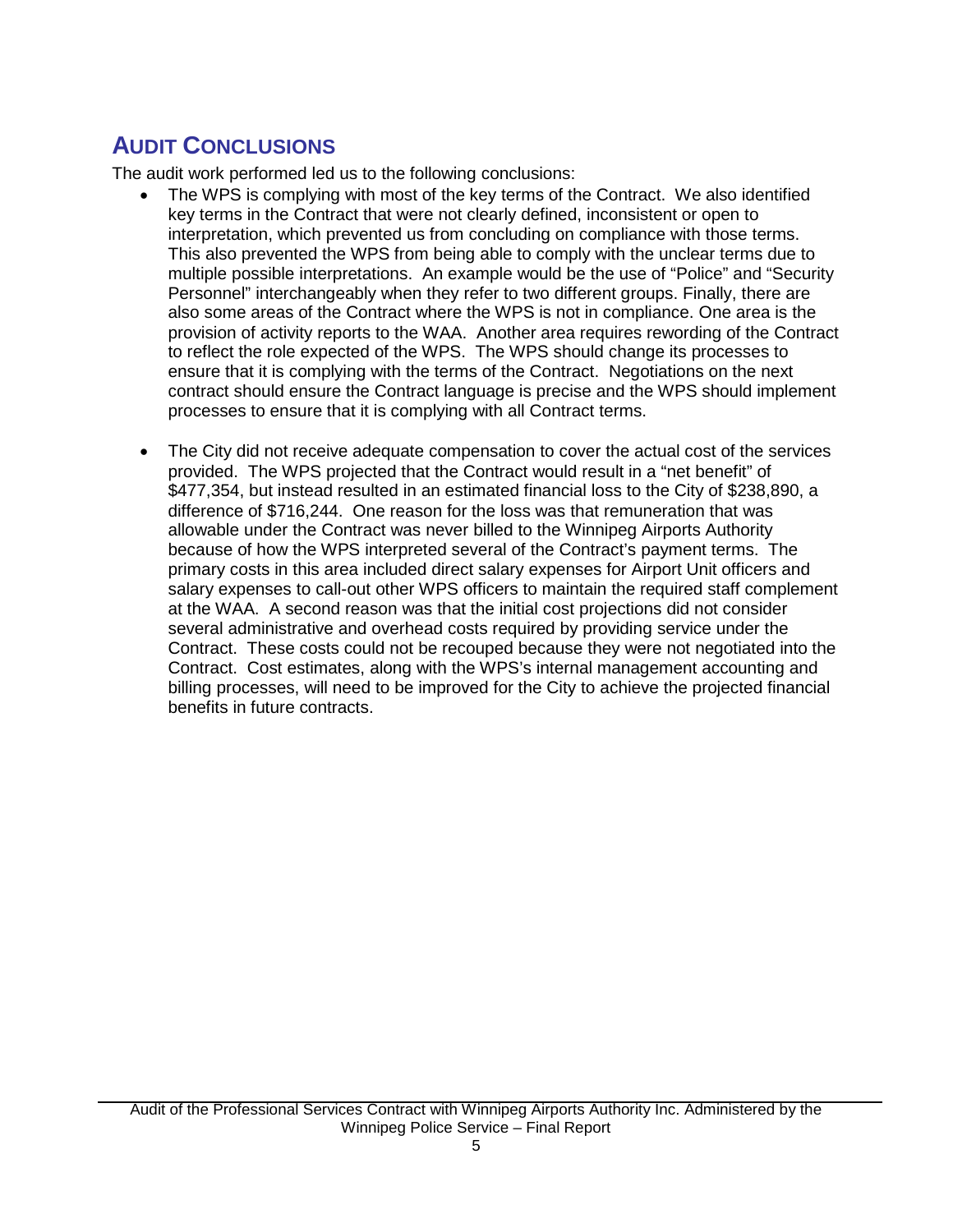## AUDIT CONCLUSIONS

The audit work performed led us to the following conclusions:

- The WPS is complying with most of the key terms of the Contract. We also identified key terms in the Contract that were not clearly defined, inconsistent or open to interpretation, which prevented us from concluding on compliance with those terms. This also prevented the WPS from being able to comply with the unclear terms due to multiple possible interpretations. An example would be the use of "Police" and "Security Personnel" interchangeably when they refer to two different groups. Finally, there are also some areas of the Contract where the WPS is not in compliance. One area is the provision of activity reports to the WAA. Another area requires rewording of the Contract to reflect the role expected of the WPS. The WPS should change its processes to ensure that it is complying with the terms of the Contract. Negotiations on the next contract should ensure the Contract language is precise and the WPS should implement processes to ensure that it is complying with all Contract terms.

- The City did not receive adequate compensation to cover the actual cost of the services provided. The WPS projected that the Contract would result in a "net benefit" of $477,354, but instead resulted in an estimated financial loss to the City of $238,890, a difference of $716,244. One reason for the loss was that remuneration that was allowable under the Contract was never billed to the Winnipeg Airports Authority because of how the WPS interpreted several of the Contract's payment terms. The primary costs in this area included direct salary expenses for Airport Unit officers and salary expenses to call-out other WPS officers to maintain the required staff complement at the WAA. A second reason was that the initial cost projections did not consider several administrative and overhead costs required by providing service under the Contract. These costs could not be recouped because they were not negotiated into the Contract. Cost estimates, along with the WPS's internal management accounting and billing processes, will need to be improved for the City to achieve the projected financial benefits in future contracts.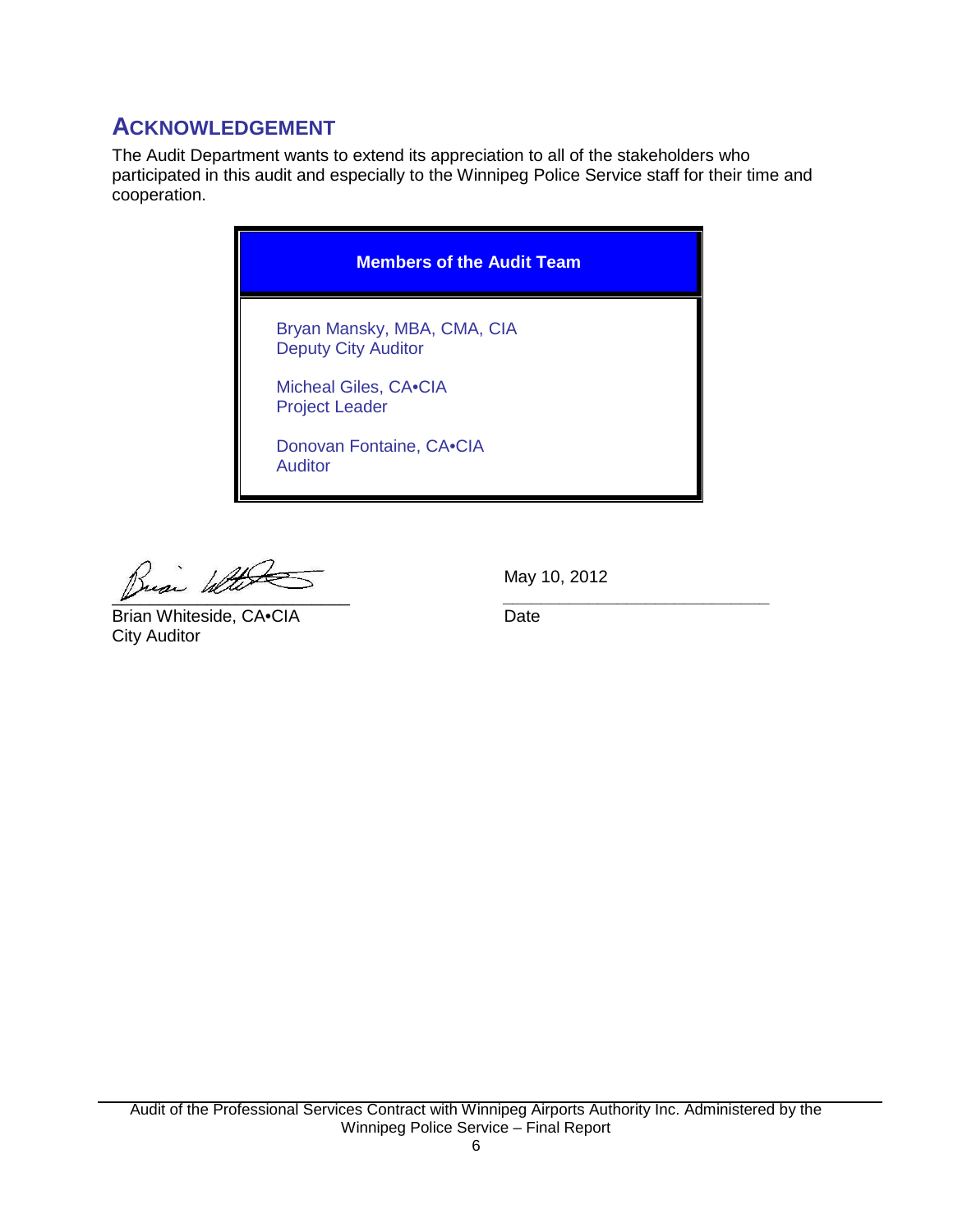## ACKNOWLEDGEMENT

The Audit Department wants to extend its appreciation to all of the stakeholders who participated in this audit and especially to the Winnipeg Police Service staff for their time and cooperation.

| Members of the Audit Team |
|---|
| Bryan Mansky, MBA, CMA, CIA<br>Deputy City Auditor<br><br>Micheal Giles, CA•CIA<br>Project Leader<br><br>Donovan Fontaine, CA•CIA<br>Auditor |

Brian Whiteside, CA•CIA
City Auditor

May 10, 2012
Date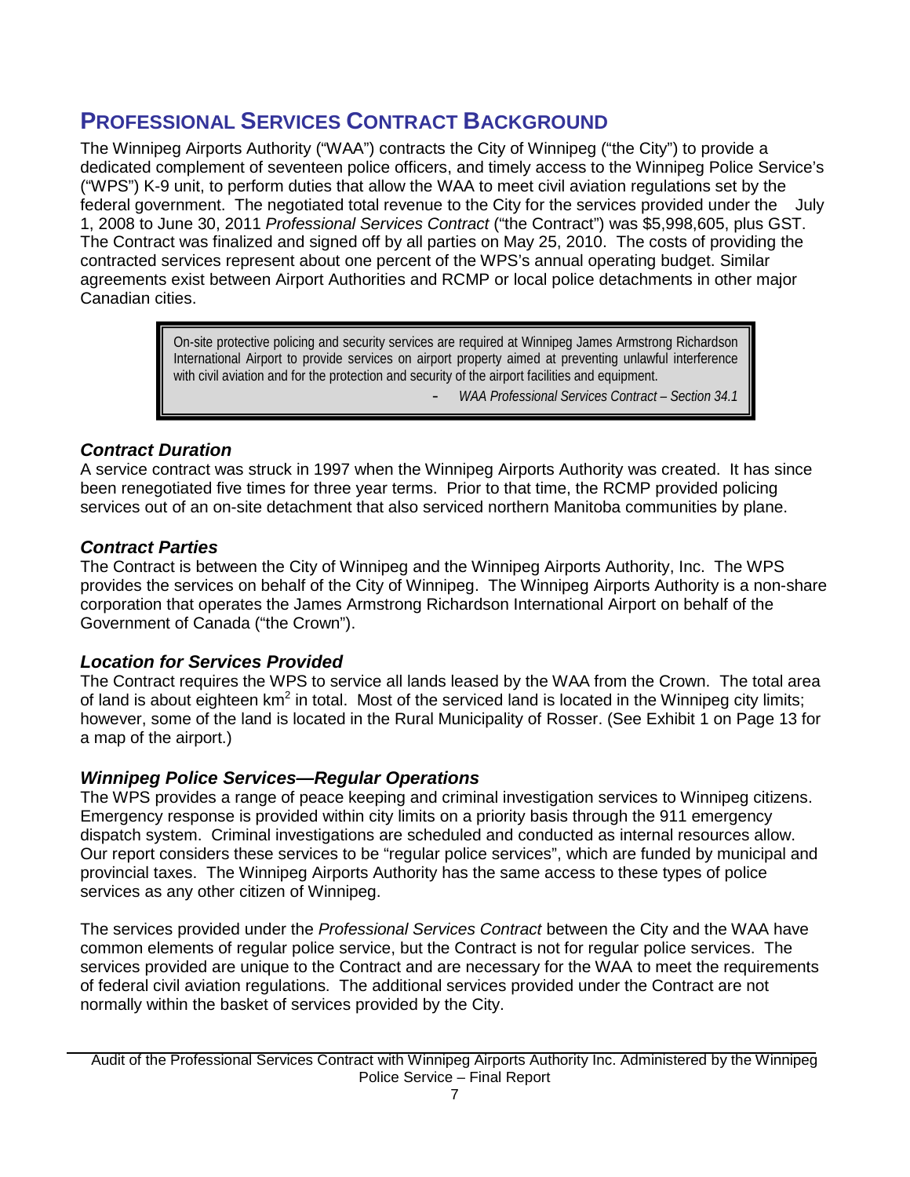## PROFESSIONAL SERVICES CONTRACT BACKGROUND

The Winnipeg Airports Authority ("WAA") contracts the City of Winnipeg ("the City") to provide a dedicated complement of seventeen police officers, and timely access to the Winnipeg Police Service's ("WPS") K-9 unit, to perform duties that allow the WAA to meet civil aviation regulations set by the federal government. The negotiated total revenue to the City for the services provided under the July 1, 2008 to June 30, 2011 *Professional Services Contract* ("the Contract") was $5,998,605, plus GST. The Contract was finalized and signed off by all parties on May 25, 2010. The costs of providing the contracted services represent about one percent of the WPS's annual operating budget. Similar agreements exist between Airport Authorities and RCMP or local police detachments in other major Canadian cities.

> On-site protective policing and security services are required at Winnipeg James Armstrong Richardson International Airport to provide services on airport property aimed at preventing unlawful interference with civil aviation and for the protection and security of the airport facilities and equipment.
>
> \- *WAA Professional Services Contract – Section 34.1*

### *Contract Duration*

A service contract was struck in 1997 when the Winnipeg Airports Authority was created. It has since been renegotiated five times for three year terms. Prior to that time, the RCMP provided policing services out of an on-site detachment that also serviced northern Manitoba communities by plane.

### *Contract Parties*

The Contract is between the City of Winnipeg and the Winnipeg Airports Authority, Inc. The WPS provides the services on behalf of the City of Winnipeg. The Winnipeg Airports Authority is a non-share corporation that operates the James Armstrong Richardson International Airport on behalf of the Government of Canada ("the Crown").

### *Location for Services Provided*

The Contract requires the WPS to service all lands leased by the WAA from the Crown. The total area of land is about eighteen $km^2$ in total. Most of the serviced land is located in the Winnipeg city limits; however, some of the land is located in the Rural Municipality of Rosser. (See Exhibit 1 on Page 13 for a map of the airport.)

### *Winnipeg Police Services—Regular Operations*

The WPS provides a range of peace keeping and criminal investigation services to Winnipeg citizens. Emergency response is provided within city limits on a priority basis through the 911 emergency dispatch system. Criminal investigations are scheduled and conducted as internal resources allow. Our report considers these services to be "regular police services", which are funded by municipal and provincial taxes. The Winnipeg Airports Authority has the same access to these types of police services as any other citizen of Winnipeg.

The services provided under the *Professional Services Contract* between the City and the WAA have common elements of regular police service, but the Contract is not for regular police services. The services provided are unique to the Contract and are necessary for the WAA to meet the requirements of federal civil aviation regulations. The additional services provided under the Contract are not normally within the basket of services provided by the City.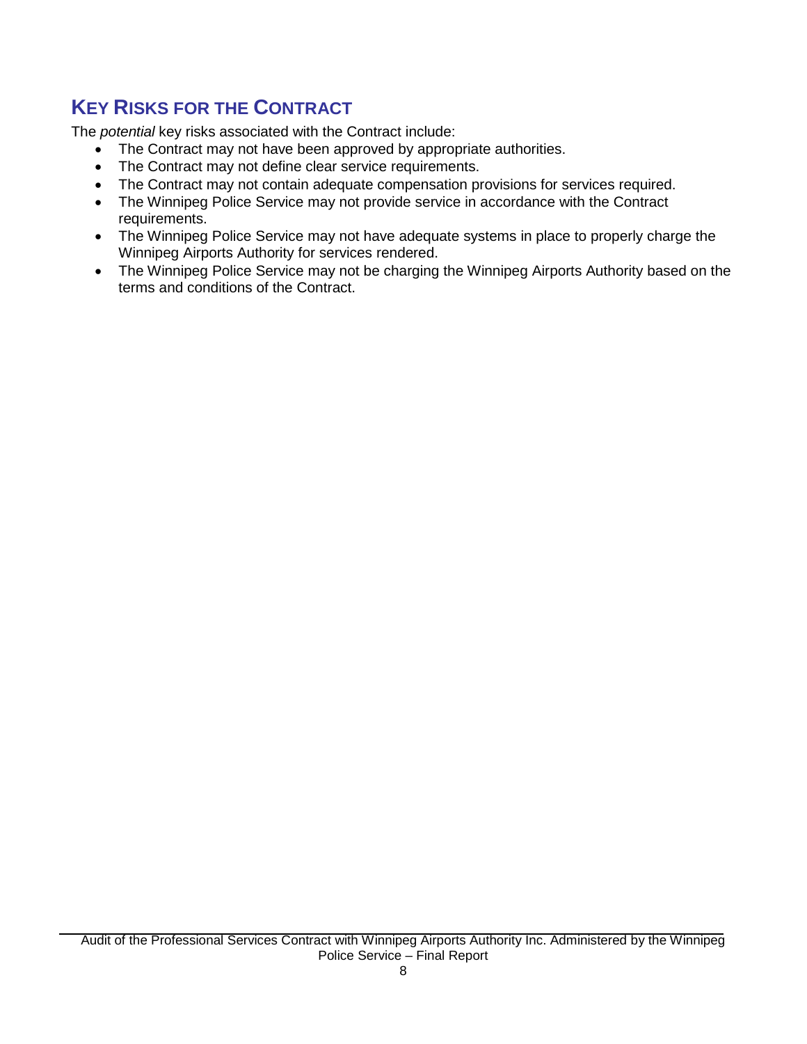## KEY RISKS FOR THE CONTRACT

The *potential* key risks associated with the Contract include:

- The Contract may not have been approved by appropriate authorities.
- The Contract may not define clear service requirements.
- The Contract may not contain adequate compensation provisions for services required.
- The Winnipeg Police Service may not provide service in accordance with the Contract requirements.
- The Winnipeg Police Service may not have adequate systems in place to properly charge the Winnipeg Airports Authority for services rendered.
- The Winnipeg Police Service may not be charging the Winnipeg Airports Authority based on the terms and conditions of the Contract.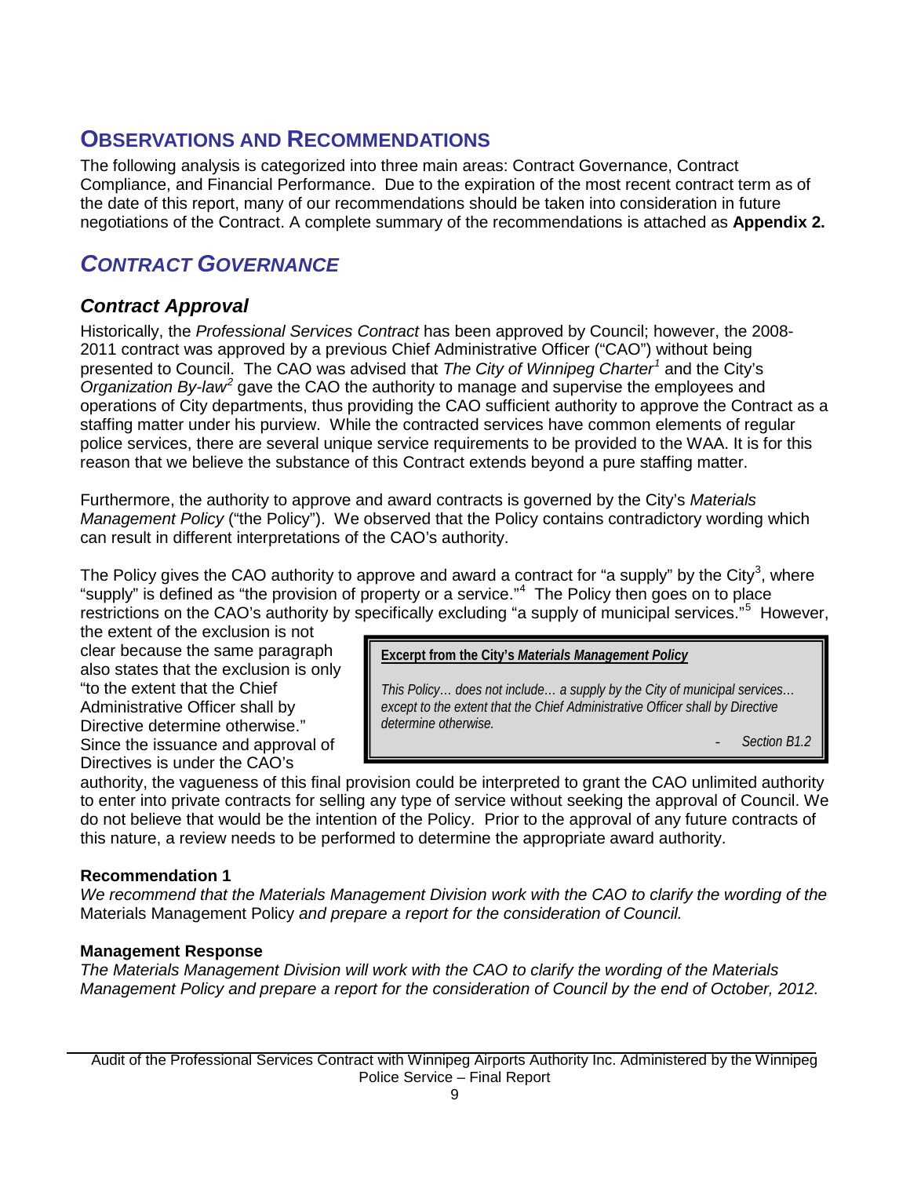# OBSERVATIONS AND RECOMMENDATIONS

The following analysis is categorized into three main areas: Contract Governance, Contract Compliance, and Financial Performance. Due to the expiration of the most recent contract term as of the date of this report, many of our recommendations should be taken into consideration in future negotiations of the Contract. A complete summary of the recommendations is attached as **Appendix 2.**

## *CONTRACT GOVERNANCE*

### *Contract Approval*

Historically, the *Professional Services Contract* has been approved by Council; however, the 2008-2011 contract was approved by a previous Chief Administrative Officer ("CAO") without being presented to Council. The CAO was advised that *The City of Winnipeg Charter*[1] and the City's *Organization By-law*[2] gave the CAO the authority to manage and supervise the employees and operations of City departments, thus providing the CAO sufficient authority to approve the Contract as a staffing matter under his purview. While the contracted services have common elements of regular police services, there are several unique service requirements to be provided to the WAA. It is for this reason that we believe the substance of this Contract extends beyond a pure staffing matter.

Furthermore, the authority to approve and award contracts is governed by the City's *Materials Management Policy* ("the Policy"). We observed that the Policy contains contradictory wording which can result in different interpretations of the CAO's authority.

The Policy gives the CAO authority to approve and award a contract for "a supply" by the City[3], where "supply" is defined as "the provision of property or a service."[4] The Policy then goes on to place restrictions on the CAO's authority by specifically excluding "a supply of municipal services."[5] However, the extent of the exclusion is not clear because the same paragraph also states that the exclusion is only "to the extent that the Chief Administrative Officer shall by Directive determine otherwise." Since the issuance and approval of Directives is under the CAO's authority, the vagueness of this final provision could be interpreted to grant the CAO unlimited authority to enter into private contracts for selling any type of service without seeking the approval of Council. We do not believe that would be the intention of the Policy. Prior to the approval of any future contracts of this nature, a review needs to be performed to determine the appropriate award authority.

> **Excerpt from the City's *Materials Management Policy***
>
> *This Policy… does not include… a supply by the City of municipal services… except to the extent that the Chief Administrative Officer shall by Directive determine otherwise.*
>
> *- Section B1.2*

**Recommendation 1**

*We recommend that the Materials Management Division work with the CAO to clarify the wording of the* Materials Management Policy *and prepare a report for the consideration of Council.*

**Management Response**

*The Materials Management Division will work with the CAO to clarify the wording of the Materials Management Policy and prepare a report for the consideration of Council by the end of October, 2012.*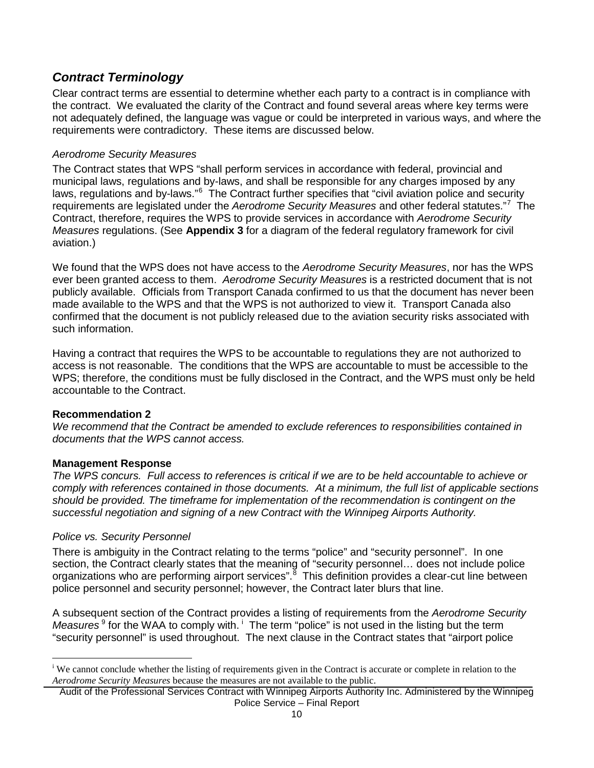## *Contract Terminology*

Clear contract terms are essential to determine whether each party to a contract is in compliance with the contract. We evaluated the clarity of the Contract and found several areas where key terms were not adequately defined, the language was vague or could be interpreted in various ways, and where the requirements were contradictory. These items are discussed below.

### *Aerodrome Security Measures*

The Contract states that WPS "shall perform services in accordance with federal, provincial and municipal laws, regulations and by-laws, and shall be responsible for any charges imposed by any laws, regulations and by-laws."[6] The Contract further specifies that "civil aviation police and security requirements are legislated under the *Aerodrome Security Measures* and other federal statutes."[7] The Contract, therefore, requires the WPS to provide services in accordance with *Aerodrome Security Measures* regulations. (See **Appendix 3** for a diagram of the federal regulatory framework for civil aviation.)

We found that the WPS does not have access to the *Aerodrome Security Measures*, nor has the WPS ever been granted access to them. *Aerodrome Security Measures* is a restricted document that is not publicly available. Officials from Transport Canada confirmed to us that the document has never been made available to the WPS and that the WPS is not authorized to view it. Transport Canada also confirmed that the document is not publicly released due to the aviation security risks associated with such information.

Having a contract that requires the WPS to be accountable to regulations they are not authorized to access is not reasonable. The conditions that the WPS are accountable to must be accessible to the WPS; therefore, the conditions must be fully disclosed in the Contract, and the WPS must only be held accountable to the Contract.

**Recommendation 2**

*We recommend that the Contract be amended to exclude references to responsibilities contained in documents that the WPS cannot access.*

**Management Response**

*The WPS concurs. Full access to references is critical if we are to be held accountable to achieve or comply with references contained in those documents. At a minimum, the full list of applicable sections should be provided. The timeframe for implementation of the recommendation is contingent on the successful negotiation and signing of a new Contract with the Winnipeg Airports Authority.*

### *Police vs. Security Personnel*

There is ambiguity in the Contract relating to the terms "police" and "security personnel". In one section, the Contract clearly states that the meaning of "security personnel… does not include police organizations who are performing airport services".[8] This definition provides a clear-cut line between police personnel and security personnel; however, the Contract later blurs that line.

A subsequent section of the Contract provides a listing of requirements from the *Aerodrome Security Measures*[9] for the WAA to comply with.[i] The term "police" is not used in the listing but the term "security personnel" is used throughout. The next clause in the Contract states that "airport police

---

[i] We cannot conclude whether the listing of requirements given in the Contract is accurate or complete in relation to the *Aerodrome Security Measures* because the measures are not available to the public.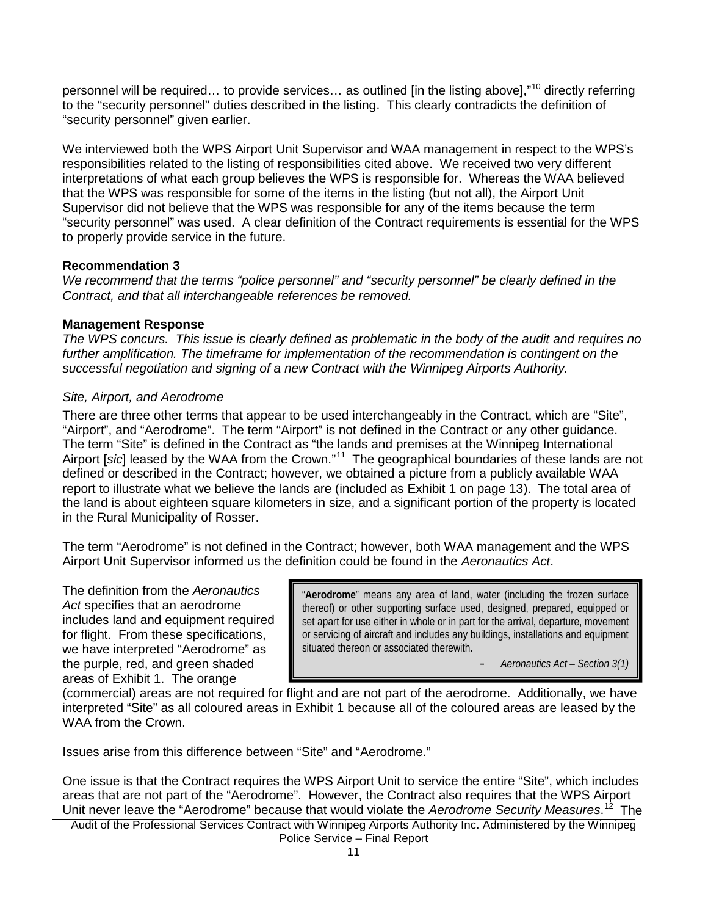personnel will be required… to provide services… as outlined [in the listing above],"[10] directly referring to the "security personnel" duties described in the listing. This clearly contradicts the definition of "security personnel" given earlier.

We interviewed both the WPS Airport Unit Supervisor and WAA management in respect to the WPS's responsibilities related to the listing of responsibilities cited above. We received two very different interpretations of what each group believes the WPS is responsible for. Whereas the WAA believed that the WPS was responsible for some of the items in the listing (but not all), the Airport Unit Supervisor did not believe that the WPS was responsible for any of the items because the term "security personnel" was used. A clear definition of the Contract requirements is essential for the WPS to properly provide service in the future.

**Recommendation 3**

*We recommend that the terms "police personnel" and "security personnel" be clearly defined in the Contract, and that all interchangeable references be removed.*

**Management Response**

*The WPS concurs. This issue is clearly defined as problematic in the body of the audit and requires no further amplification. The timeframe for implementation of the recommendation is contingent on the successful negotiation and signing of a new Contract with the Winnipeg Airports Authority.*

*Site, Airport, and Aerodrome*

There are three other terms that appear to be used interchangeably in the Contract, which are "Site", "Airport", and "Aerodrome". The term "Airport" is not defined in the Contract or any other guidance. The term "Site" is defined in the Contract as "the lands and premises at the Winnipeg International Airport [*sic*] leased by the WAA from the Crown."[11] The geographical boundaries of these lands are not defined or described in the Contract; however, we obtained a picture from a publicly available WAA report to illustrate what we believe the lands are (included as Exhibit 1 on page 13). The total area of the land is about eighteen square kilometers in size, and a significant portion of the property is located in the Rural Municipality of Rosser.

The term "Aerodrome" is not defined in the Contract; however, both WAA management and the WPS Airport Unit Supervisor informed us the definition could be found in the *Aeronautics Act*.

> "**Aerodrome**" means any area of land, water (including the frozen surface thereof) or other supporting surface used, designed, prepared, equipped or set apart for use either in whole or in part for the arrival, departure, movement or servicing of aircraft and includes any buildings, installations and equipment situated thereon or associated therewith.
>
> \- *Aeronautics Act – Section 3(1)*

The definition from the *Aeronautics Act* specifies that an aerodrome includes land and equipment required for flight. From these specifications, we have interpreted "Aerodrome" as the purple, red, and green shaded areas of Exhibit 1. The orange (commercial) areas are not required for flight and are not part of the aerodrome. Additionally, we have interpreted "Site" as all coloured areas in Exhibit 1 because all of the coloured areas are leased by the WAA from the Crown.

Issues arise from this difference between "Site" and "Aerodrome."

One issue is that the Contract requires the WPS Airport Unit to service the entire "Site", which includes areas that are not part of the "Aerodrome". However, the Contract also requires that the WPS Airport Unit never leave the "Aerodrome" because that would violate the *Aerodrome Security Measures*.[12] The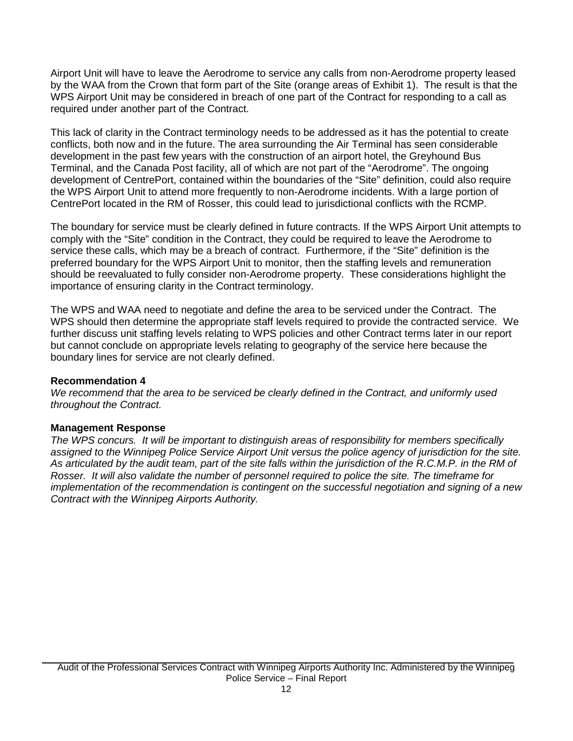Airport Unit will have to leave the Aerodrome to service any calls from non-Aerodrome property leased by the WAA from the Crown that form part of the Site (orange areas of Exhibit 1). The result is that the WPS Airport Unit may be considered in breach of one part of the Contract for responding to a call as required under another part of the Contract.

This lack of clarity in the Contract terminology needs to be addressed as it has the potential to create conflicts, both now and in the future. The area surrounding the Air Terminal has seen considerable development in the past few years with the construction of an airport hotel, the Greyhound Bus Terminal, and the Canada Post facility, all of which are not part of the "Aerodrome". The ongoing development of CentrePort, contained within the boundaries of the "Site" definition, could also require the WPS Airport Unit to attend more frequently to non-Aerodrome incidents. With a large portion of CentrePort located in the RM of Rosser, this could lead to jurisdictional conflicts with the RCMP.

The boundary for service must be clearly defined in future contracts. If the WPS Airport Unit attempts to comply with the "Site" condition in the Contract, they could be required to leave the Aerodrome to service these calls, which may be a breach of contract. Furthermore, if the "Site" definition is the preferred boundary for the WPS Airport Unit to monitor, then the staffing levels and remuneration should be reevaluated to fully consider non-Aerodrome property. These considerations highlight the importance of ensuring clarity in the Contract terminology.

The WPS and WAA need to negotiate and define the area to be serviced under the Contract. The WPS should then determine the appropriate staff levels required to provide the contracted service. We further discuss unit staffing levels relating to WPS policies and other Contract terms later in our report but cannot conclude on appropriate levels relating to geography of the service here because the boundary lines for service are not clearly defined.

**Recommendation 4**

*We recommend that the area to be serviced be clearly defined in the Contract, and uniformly used throughout the Contract.*

**Management Response**

*The WPS concurs. It will be important to distinguish areas of responsibility for members specifically assigned to the Winnipeg Police Service Airport Unit versus the police agency of jurisdiction for the site. As articulated by the audit team, part of the site falls within the jurisdiction of the R.C.M.P. in the RM of Rosser. It will also validate the number of personnel required to police the site. The timeframe for implementation of the recommendation is contingent on the successful negotiation and signing of a new Contract with the Winnipeg Airports Authority.*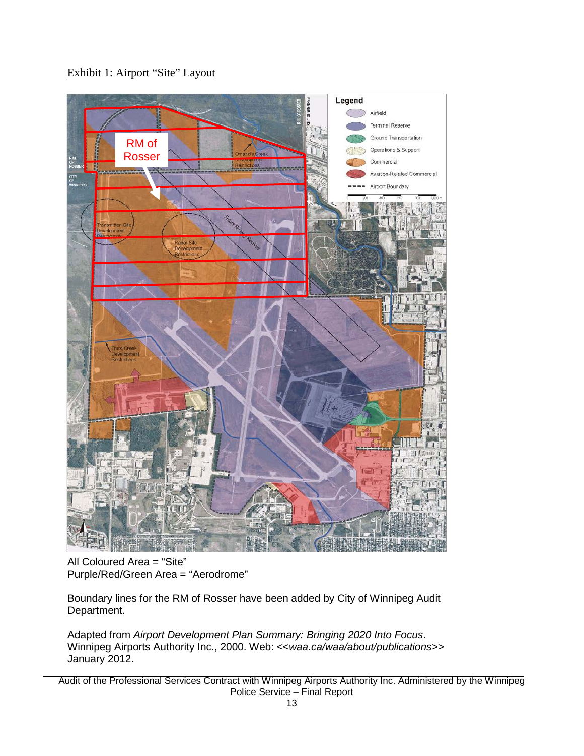Exhibit 1: Airport "Site" Layout

All Coloured Area = "Site"
Purple/Red/Green Area = "Aerodrome"

Boundary lines for the RM of Rosser have been added by City of Winnipeg Audit Department.

Adapted from *Airport Development Plan Summary: Bringing 2020 Into Focus*. Winnipeg Airports Authority Inc., 2000. Web: <<*waa.ca/waa/about/publications*>> January 2012.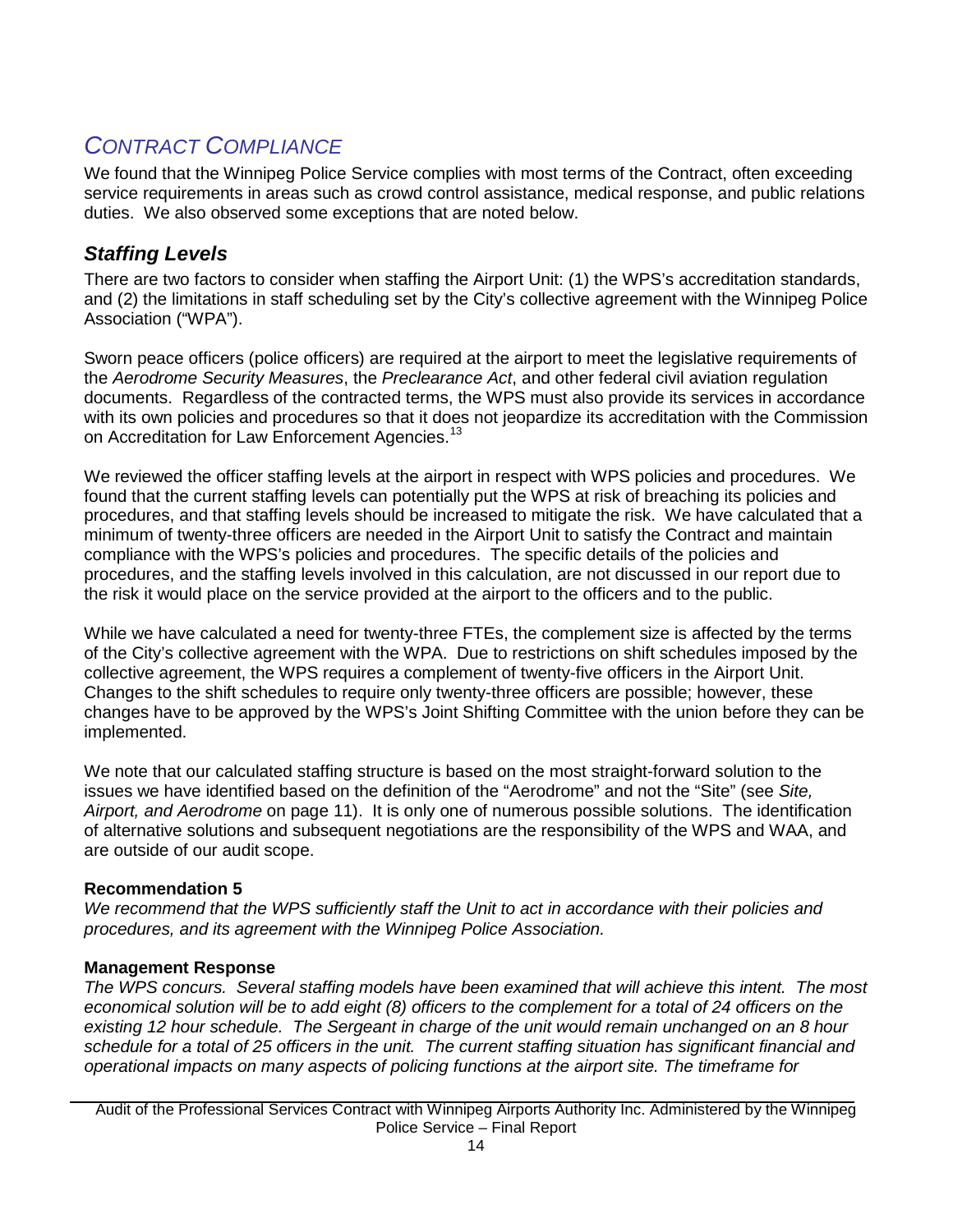## *CONTRACT COMPLIANCE*

We found that the Winnipeg Police Service complies with most terms of the Contract, often exceeding service requirements in areas such as crowd control assistance, medical response, and public relations duties. We also observed some exceptions that are noted below.

### ***Staffing Levels***

There are two factors to consider when staffing the Airport Unit: (1) the WPS's accreditation standards, and (2) the limitations in staff scheduling set by the City's collective agreement with the Winnipeg Police Association ("WPA").

Sworn peace officers (police officers) are required at the airport to meet the legislative requirements of the *Aerodrome Security Measures*, the *Preclearance Act*, and other federal civil aviation regulation documents. Regardless of the contracted terms, the WPS must also provide its services in accordance with its own policies and procedures so that it does not jeopardize its accreditation with the Commission on Accreditation for Law Enforcement Agencies.[13]

We reviewed the officer staffing levels at the airport in respect with WPS policies and procedures. We found that the current staffing levels can potentially put the WPS at risk of breaching its policies and procedures, and that staffing levels should be increased to mitigate the risk. We have calculated that a minimum of twenty-three officers are needed in the Airport Unit to satisfy the Contract and maintain compliance with the WPS's policies and procedures. The specific details of the policies and procedures, and the staffing levels involved in this calculation, are not discussed in our report due to the risk it would place on the service provided at the airport to the officers and to the public.

While we have calculated a need for twenty-three FTEs, the complement size is affected by the terms of the City's collective agreement with the WPA. Due to restrictions on shift schedules imposed by the collective agreement, the WPS requires a complement of twenty-five officers in the Airport Unit. Changes to the shift schedules to require only twenty-three officers are possible; however, these changes have to be approved by the WPS's Joint Shifting Committee with the union before they can be implemented.

We note that our calculated staffing structure is based on the most straight-forward solution to the issues we have identified based on the definition of the "Aerodrome" and not the "Site" (see *Site, Airport, and Aerodrome* on page 11). It is only one of numerous possible solutions. The identification of alternative solutions and subsequent negotiations are the responsibility of the WPS and WAA, and are outside of our audit scope.

**Recommendation 5**

*We recommend that the WPS sufficiently staff the Unit to act in accordance with their policies and procedures, and its agreement with the Winnipeg Police Association.*

**Management Response**

*The WPS concurs. Several staffing models have been examined that will achieve this intent. The most economical solution will be to add eight (8) officers to the complement for a total of 24 officers on the existing 12 hour schedule. The Sergeant in charge of the unit would remain unchanged on an 8 hour schedule for a total of 25 officers in the unit. The current staffing situation has significant financial and operational impacts on many aspects of policing functions at the airport site. The timeframe for*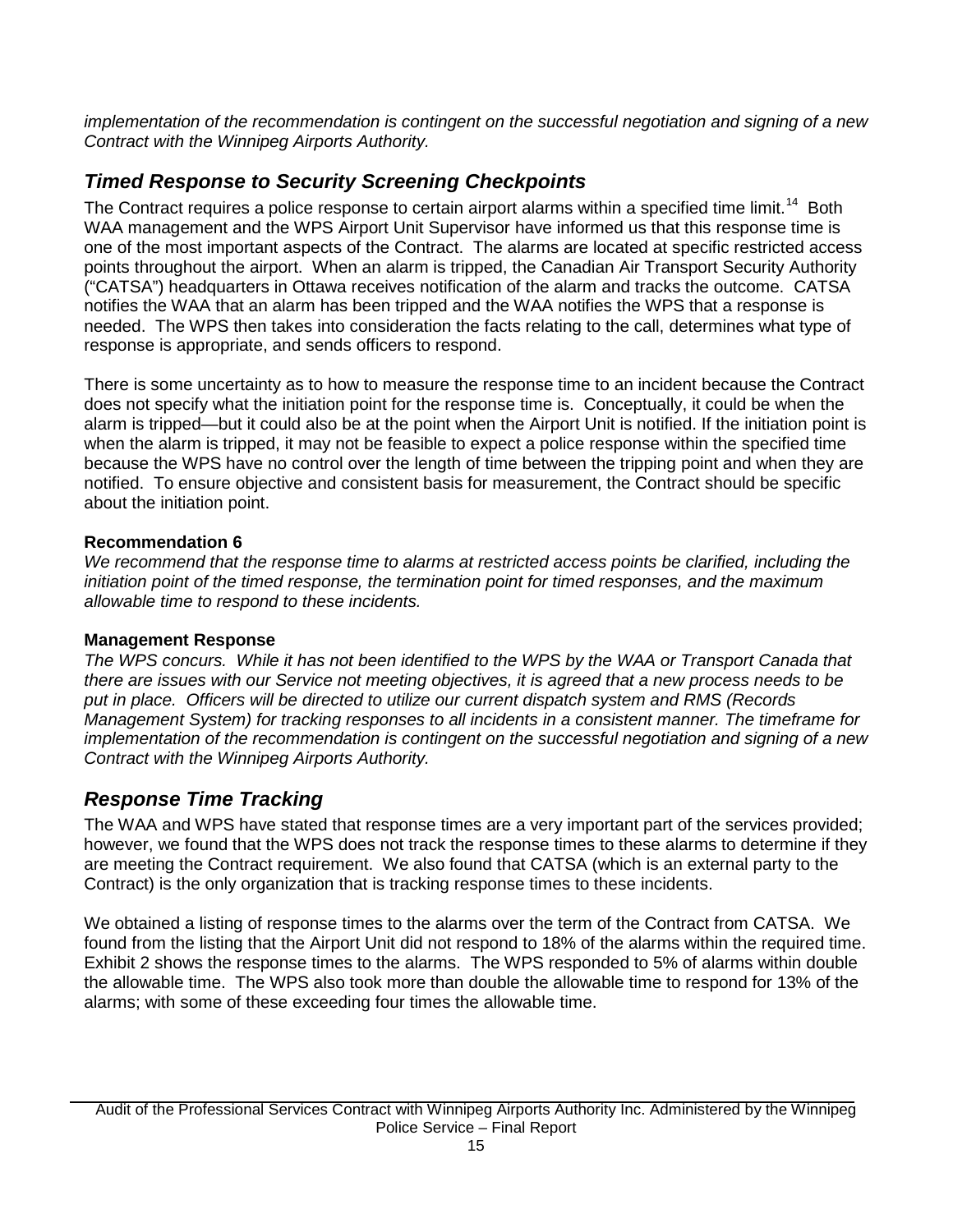*implementation of the recommendation is contingent on the successful negotiation and signing of a new Contract with the Winnipeg Airports Authority.*

## *Timed Response to Security Screening Checkpoints*

The Contract requires a police response to certain airport alarms within a specified time limit.[14] Both WAA management and the WPS Airport Unit Supervisor have informed us that this response time is one of the most important aspects of the Contract. The alarms are located at specific restricted access points throughout the airport. When an alarm is tripped, the Canadian Air Transport Security Authority ("CATSA") headquarters in Ottawa receives notification of the alarm and tracks the outcome. CATSA notifies the WAA that an alarm has been tripped and the WAA notifies the WPS that a response is needed. The WPS then takes into consideration the facts relating to the call, determines what type of response is appropriate, and sends officers to respond.

There is some uncertainty as to how to measure the response time to an incident because the Contract does not specify what the initiation point for the response time is. Conceptually, it could be when the alarm is tripped—but it could also be at the point when the Airport Unit is notified. If the initiation point is when the alarm is tripped, it may not be feasible to expect a police response within the specified time because the WPS have no control over the length of time between the tripping point and when they are notified. To ensure objective and consistent basis for measurement, the Contract should be specific about the initiation point.

**Recommendation 6**

*We recommend that the response time to alarms at restricted access points be clarified, including the initiation point of the timed response, the termination point for timed responses, and the maximum allowable time to respond to these incidents.*

**Management Response**

*The WPS concurs. While it has not been identified to the WPS by the WAA or Transport Canada that there are issues with our Service not meeting objectives, it is agreed that a new process needs to be put in place. Officers will be directed to utilize our current dispatch system and RMS (Records Management System) for tracking responses to all incidents in a consistent manner. The timeframe for implementation of the recommendation is contingent on the successful negotiation and signing of a new Contract with the Winnipeg Airports Authority.*

## *Response Time Tracking*

The WAA and WPS have stated that response times are a very important part of the services provided; however, we found that the WPS does not track the response times to these alarms to determine if they are meeting the Contract requirement. We also found that CATSA (which is an external party to the Contract) is the only organization that is tracking response times to these incidents.

We obtained a listing of response times to the alarms over the term of the Contract from CATSA. We found from the listing that the Airport Unit did not respond to 18% of the alarms within the required time. Exhibit 2 shows the response times to the alarms. The WPS responded to 5% of alarms within double the allowable time. The WPS also took more than double the allowable time to respond for 13% of the alarms; with some of these exceeding four times the allowable time.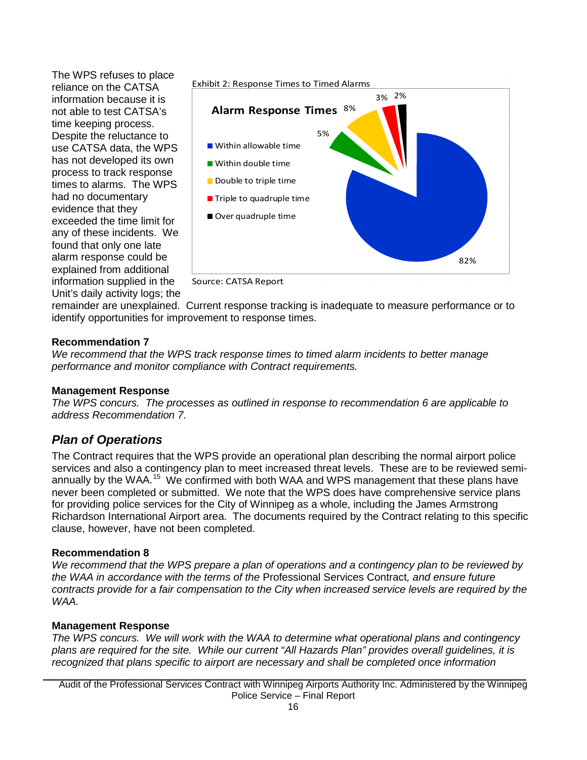The WPS refuses to place reliance on the CATSA information because it is not able to test CATSA's time keeping process. Despite the reluctance to use CATSA data, the WPS has not developed its own process to track response times to alarms. The WPS had no documentary evidence that they exceeded the time limit for any of these incidents. We found that only one late alarm response could be explained from additional information supplied in the Unit's daily activity logs; the remainder are unexplained. Current response tracking is inadequate to measure performance or to identify opportunities for improvement to response times.

Exhibit 2: Response Times to Timed Alarms

**Alarm Response Times**

| Category | Percentage |
|---|---|
| Within allowable time | 82% |
| Within double time | 5% |
| Double to triple time | 8% |
| Triple to quadruple time | 3% |
| Over quadruple time | 2% |

Source: CATSA Report

**Recommendation 7**

*We recommend that the WPS track response times to timed alarm incidents to better manage performance and monitor compliance with Contract requirements.*

**Management Response**

*The WPS concurs. The processes as outlined in response to recommendation 6 are applicable to address Recommendation 7.*

## *Plan of Operations*

The Contract requires that the WPS provide an operational plan describing the normal airport police services and also a contingency plan to meet increased threat levels. These are to be reviewed semi-annually by the WAA.[15] We confirmed with both WAA and WPS management that these plans have never been completed or submitted. We note that the WPS does have comprehensive service plans for providing police services for the City of Winnipeg as a whole, including the James Armstrong Richardson International Airport area. The documents required by the Contract relating to this specific clause, however, have not been completed.

**Recommendation 8**

*We recommend that the WPS prepare a plan of operations and a contingency plan to be reviewed by the WAA in accordance with the terms of the* Professional Services Contract*, and ensure future contracts provide for a fair compensation to the City when increased service levels are required by the WAA.*

**Management Response**

*The WPS concurs. We will work with the WAA to determine what operational plans and contingency plans are required for the site. While our current "All Hazards Plan" provides overall guidelines, it is recognized that plans specific to airport are necessary and shall be completed once information*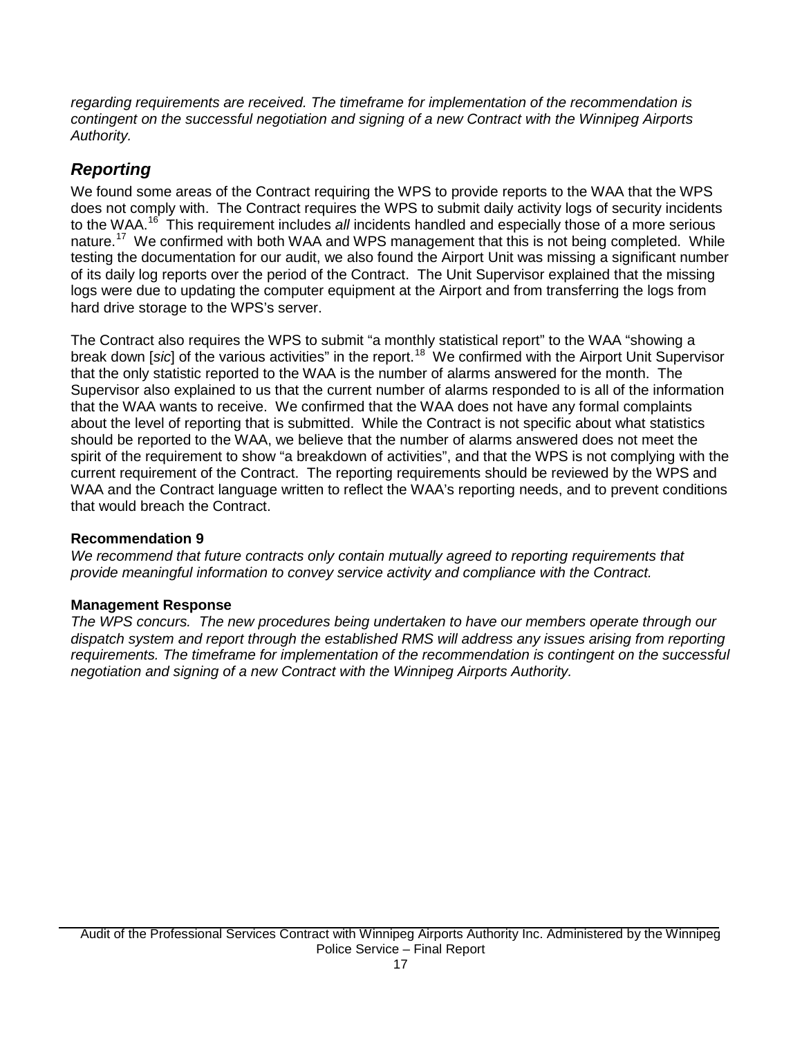*regarding requirements are received. The timeframe for implementation of the recommendation is contingent on the successful negotiation and signing of a new Contract with the Winnipeg Airports Authority.*

## *Reporting*

We found some areas of the Contract requiring the WPS to provide reports to the WAA that the WPS does not comply with. The Contract requires the WPS to submit daily activity logs of security incidents to the WAA.[16] This requirement includes *all* incidents handled and especially those of a more serious nature.[17] We confirmed with both WAA and WPS management that this is not being completed. While testing the documentation for our audit, we also found the Airport Unit was missing a significant number of its daily log reports over the period of the Contract. The Unit Supervisor explained that the missing logs were due to updating the computer equipment at the Airport and from transferring the logs from hard drive storage to the WPS's server.

The Contract also requires the WPS to submit "a monthly statistical report" to the WAA "showing a break down [*sic*] of the various activities" in the report.[18] We confirmed with the Airport Unit Supervisor that the only statistic reported to the WAA is the number of alarms answered for the month. The Supervisor also explained to us that the current number of alarms responded to is all of the information that the WAA wants to receive. We confirmed that the WAA does not have any formal complaints about the level of reporting that is submitted. While the Contract is not specific about what statistics should be reported to the WAA, we believe that the number of alarms answered does not meet the spirit of the requirement to show "a breakdown of activities", and that the WPS is not complying with the current requirement of the Contract. The reporting requirements should be reviewed by the WPS and WAA and the Contract language written to reflect the WAA's reporting needs, and to prevent conditions that would breach the Contract.

**Recommendation 9**

*We recommend that future contracts only contain mutually agreed to reporting requirements that provide meaningful information to convey service activity and compliance with the Contract.*

**Management Response**

*The WPS concurs. The new procedures being undertaken to have our members operate through our dispatch system and report through the established RMS will address any issues arising from reporting requirements. The timeframe for implementation of the recommendation is contingent on the successful negotiation and signing of a new Contract with the Winnipeg Airports Authority.*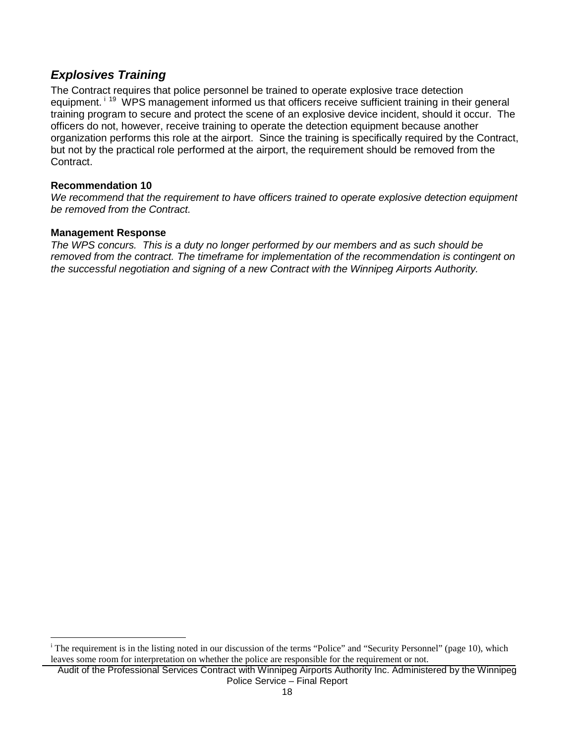## *Explosives Training*

The Contract requires that police personnel be trained to operate explosive trace detection equipment.[i] [19] WPS management informed us that officers receive sufficient training in their general training program to secure and protect the scene of an explosive device incident, should it occur. The officers do not, however, receive training to operate the detection equipment because another organization performs this role at the airport. Since the training is specifically required by the Contract, but not by the practical role performed at the airport, the requirement should be removed from the Contract.

**Recommendation 10**

*We recommend that the requirement to have officers trained to operate explosive detection equipment be removed from the Contract.*

**Management Response**

*The WPS concurs. This is a duty no longer performed by our members and as such should be removed from the contract. The timeframe for implementation of the recommendation is contingent on the successful negotiation and signing of a new Contract with the Winnipeg Airports Authority.*

---

[i] The requirement is in the listing noted in our discussion of the terms "Police" and "Security Personnel" (page 10), which leaves some room for interpretation on whether the police are responsible for the requirement or not.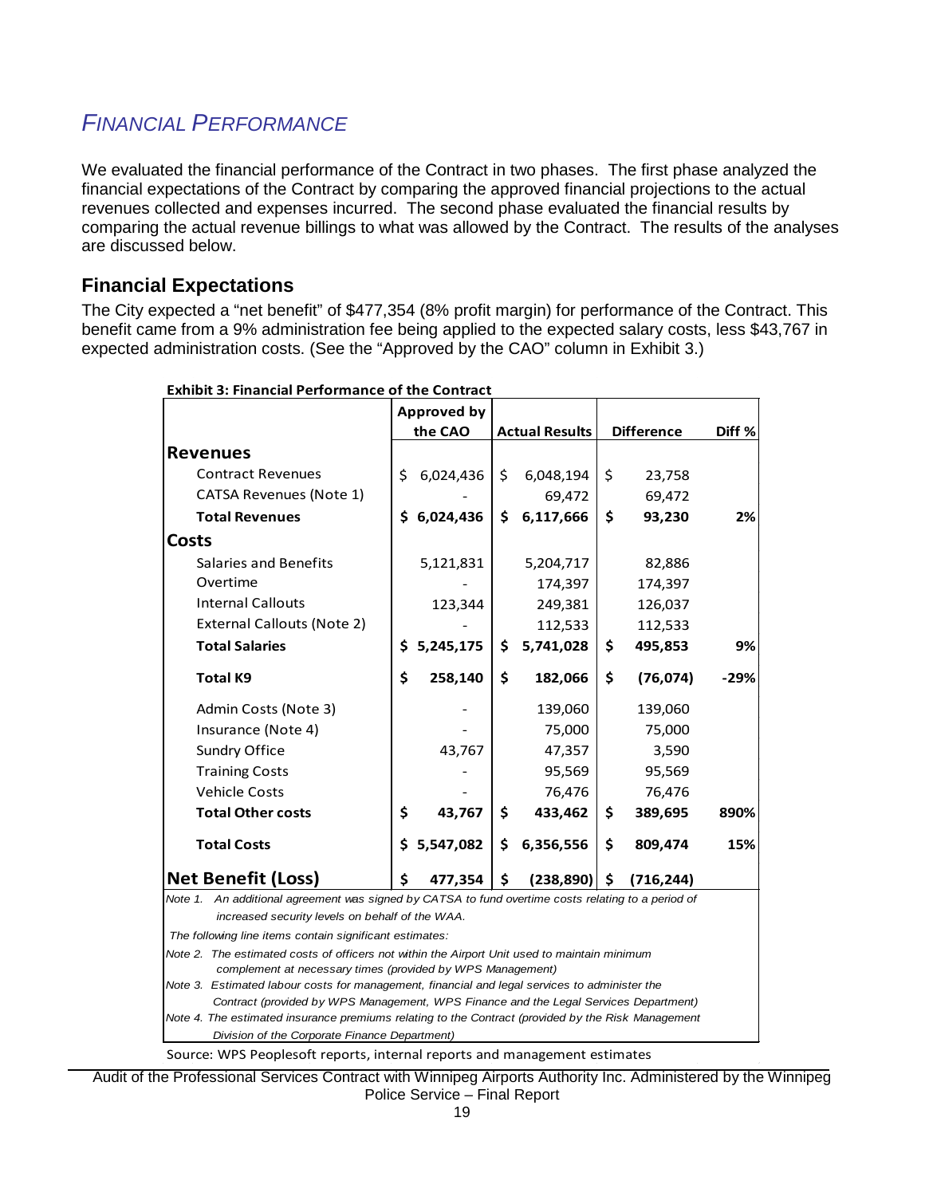## *FINANCIAL PERFORMANCE*

We evaluated the financial performance of the Contract in two phases. The first phase analyzed the financial expectations of the Contract by comparing the approved financial projections to the actual revenues collected and expenses incurred. The second phase evaluated the financial results by comparing the actual revenue billings to what was allowed by the Contract. The results of the analyses are discussed below.

### Financial Expectations

The City expected a "net benefit" of $477,354 (8% profit margin) for performance of the Contract. This benefit came from a 9% administration fee being applied to the expected salary costs, less $43,767 in expected administration costs. (See the "Approved by the CAO" column in Exhibit 3.)

**Exhibit 3: Financial Performance of the Contract**

| | Approved by the CAO | Actual Results | Difference | Diff % |
|---|---|---|---|---|
| **Revenues** | | | | |
| Contract Revenues | $ 6,024,436 | $ 6,048,194 | $ 23,758 | |
| CATSA Revenues (Note 1) | - | 69,472 | 69,472 | |
| **Total Revenues** | **$ 6,024,436** | **$ 6,117,666** | **$ 93,230** | **2%** |
| **Costs** | | | | |
| Salaries and Benefits | 5,121,831 | 5,204,717 | 82,886 | |
| Overtime | - | 174,397 | 174,397 | |
| Internal Callouts | 123,344 | 249,381 | 126,037 | |
| External Callouts (Note 2) | - | 112,533 | 112,533 | |
| **Total Salaries** | **$ 5,245,175** | **$ 5,741,028** | **$ 495,853** | **9%** |
| **Total K9** | **$ 258,140** | **$ 182,066** | **$ (76,074)** | **-29%** |
| Admin Costs (Note 3) | - | 139,060 | 139,060 | |
| Insurance (Note 4) | - | 75,000 | 75,000 | |
| Sundry Office | 43,767 | 47,357 | 3,590 | |
| Training Costs | - | 95,569 | 95,569 | |
| Vehicle Costs | - | 76,476 | 76,476 | |
| **Total Other costs** | **$ 43,767** | **$ 433,462** | **$ 389,695** | **890%** |
| **Total Costs** | **$ 5,547,082** | **$ 6,356,556** | **$ 809,474** | **15%** |
| **Net Benefit (Loss)** | **$ 477,354** | **$ (238,890)** | **$ (716,244)** | |

*Note 1. An additional agreement was signed by CATSA to fund overtime costs relating to a period of increased security levels on behalf of the WAA.*

*The following line items contain significant estimates:*

*Note 2. The estimated costs of officers not within the Airport Unit used to maintain minimum complement at necessary times (provided by WPS Management)*

*Note 3. Estimated labour costs for management, financial and legal services to administer the Contract (provided by WPS Management, WPS Finance and the Legal Services Department)*

*Note 4. The estimated insurance premiums relating to the Contract (provided by the Risk Management Division of the Corporate Finance Department)*

Source: WPS Peoplesoft reports, internal reports and management estimates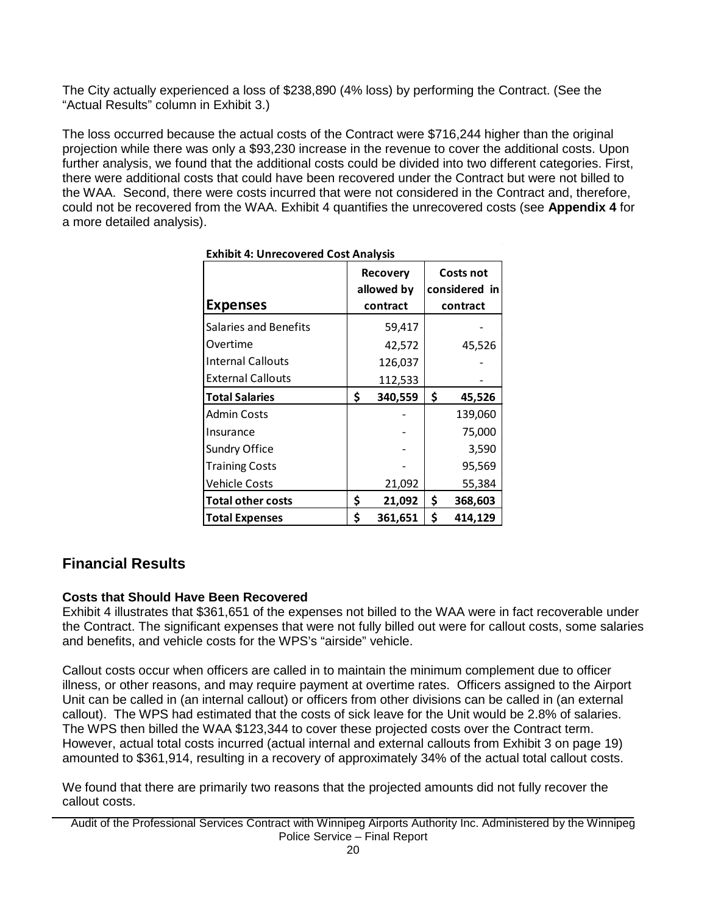The City actually experienced a loss of $238,890 (4% loss) by performing the Contract. (See the "Actual Results" column in Exhibit 3.)

The loss occurred because the actual costs of the Contract were $716,244 higher than the original projection while there was only a $93,230 increase in the revenue to cover the additional costs. Upon further analysis, we found that the additional costs could be divided into two different categories. First, there were additional costs that could have been recovered under the Contract but were not billed to the WAA. Second, there were costs incurred that were not considered in the Contract and, therefore, could not be recovered from the WAA. Exhibit 4 quantifies the unrecovered costs (see **Appendix 4** for a more detailed analysis).

**Exhibit 4: Unrecovered Cost Analysis**

| Expenses | Recovery allowed by contract | Costs not considered in contract |
|---|---|---|
| Salaries and Benefits | 59,417 | - |
| Overtime | 42,572 | 45,526 |
| Internal Callouts | 126,037 | - |
| External Callouts | 112,533 | - |
| **Total Salaries** | **$ 340,559** | **$ 45,526** |
| Admin Costs | - | 139,060 |
| Insurance | - | 75,000 |
| Sundry Office | - | 3,590 |
| Training Costs | - | 95,569 |
| Vehicle Costs | 21,092 | 55,384 |
| **Total other costs** | **$ 21,092** | **$ 368,603** |
| **Total Expenses** | **$ 361,651** | **$ 414,129** |

## Financial Results

### Costs that Should Have Been Recovered

Exhibit 4 illustrates that $361,651 of the expenses not billed to the WAA were in fact recoverable under the Contract. The significant expenses that were not fully billed out were for callout costs, some salaries and benefits, and vehicle costs for the WPS's "airside" vehicle.

Callout costs occur when officers are called in to maintain the minimum complement due to officer illness, or other reasons, and may require payment at overtime rates. Officers assigned to the Airport Unit can be called in (an internal callout) or officers from other divisions can be called in (an external callout). The WPS had estimated that the costs of sick leave for the Unit would be 2.8% of salaries. The WPS then billed the WAA $123,344 to cover these projected costs over the Contract term. However, actual total costs incurred (actual internal and external callouts from Exhibit 3 on page 19) amounted to $361,914, resulting in a recovery of approximately 34% of the actual total callout costs.

We found that there are primarily two reasons that the projected amounts did not fully recover the callout costs.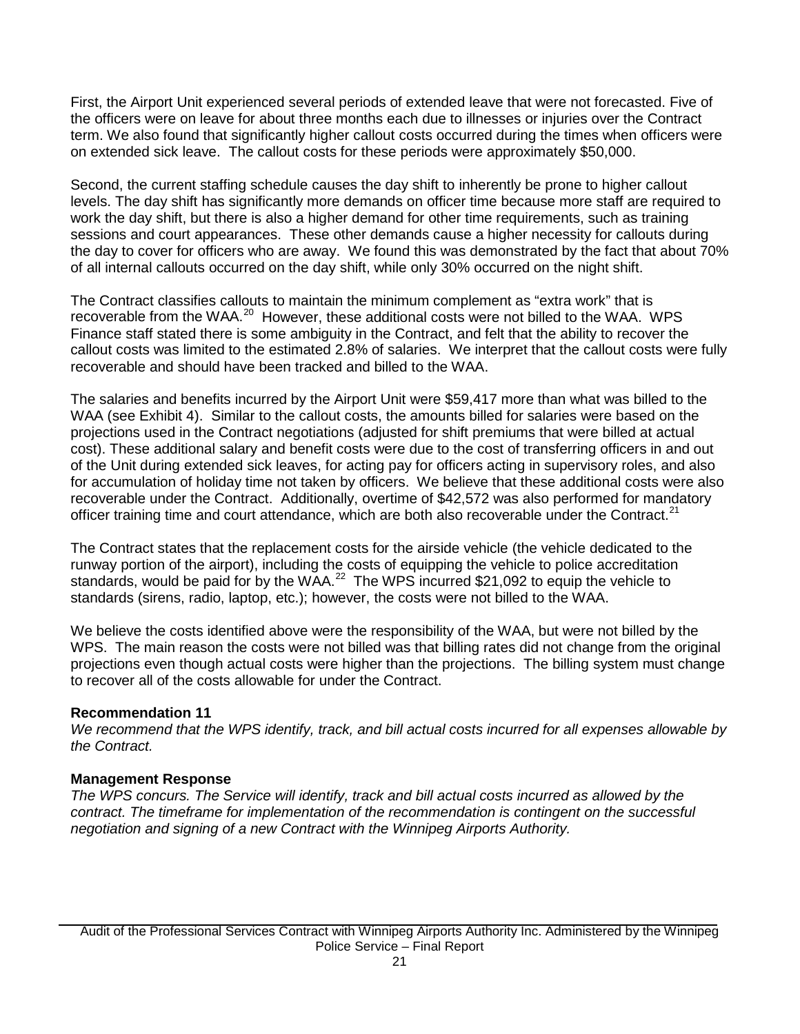First, the Airport Unit experienced several periods of extended leave that were not forecasted. Five of the officers were on leave for about three months each due to illnesses or injuries over the Contract term. We also found that significantly higher callout costs occurred during the times when officers were on extended sick leave. The callout costs for these periods were approximately $50,000.

Second, the current staffing schedule causes the day shift to inherently be prone to higher callout levels. The day shift has significantly more demands on officer time because more staff are required to work the day shift, but there is also a higher demand for other time requirements, such as training sessions and court appearances. These other demands cause a higher necessity for callouts during the day to cover for officers who are away. We found this was demonstrated by the fact that about 70% of all internal callouts occurred on the day shift, while only 30% occurred on the night shift.

The Contract classifies callouts to maintain the minimum complement as "extra work" that is recoverable from the WAA.[20] However, these additional costs were not billed to the WAA. WPS Finance staff stated there is some ambiguity in the Contract, and felt that the ability to recover the callout costs was limited to the estimated 2.8% of salaries. We interpret that the callout costs were fully recoverable and should have been tracked and billed to the WAA.

The salaries and benefits incurred by the Airport Unit were $59,417 more than what was billed to the WAA (see Exhibit 4). Similar to the callout costs, the amounts billed for salaries were based on the projections used in the Contract negotiations (adjusted for shift premiums that were billed at actual cost). These additional salary and benefit costs were due to the cost of transferring officers in and out of the Unit during extended sick leaves, for acting pay for officers acting in supervisory roles, and also for accumulation of holiday time not taken by officers. We believe that these additional costs were also recoverable under the Contract. Additionally, overtime of $42,572 was also performed for mandatory officer training time and court attendance, which are both also recoverable under the Contract.[21]

The Contract states that the replacement costs for the airside vehicle (the vehicle dedicated to the runway portion of the airport), including the costs of equipping the vehicle to police accreditation standards, would be paid for by the WAA.[22] The WPS incurred $21,092 to equip the vehicle to standards (sirens, radio, laptop, etc.); however, the costs were not billed to the WAA.

We believe the costs identified above were the responsibility of the WAA, but were not billed by the WPS. The main reason the costs were not billed was that billing rates did not change from the original projections even though actual costs were higher than the projections. The billing system must change to recover all of the costs allowable for under the Contract.

**Recommendation 11**

*We recommend that the WPS identify, track, and bill actual costs incurred for all expenses allowable by the Contract.*

**Management Response**

*The WPS concurs. The Service will identify, track and bill actual costs incurred as allowed by the contract. The timeframe for implementation of the recommendation is contingent on the successful negotiation and signing of a new Contract with the Winnipeg Airports Authority.*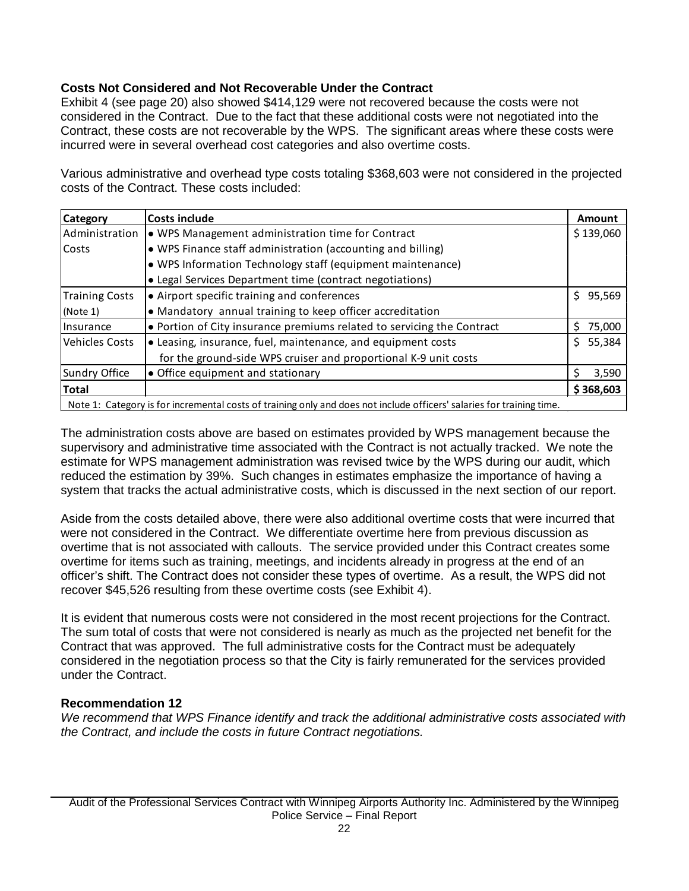### Costs Not Considered and Not Recoverable Under the Contract

Exhibit 4 (see page 20) also showed $414,129 were not recovered because the costs were not considered in the Contract. Due to the fact that these additional costs were not negotiated into the Contract, these costs are not recoverable by the WPS. The significant areas where these costs were incurred were in several overhead cost categories and also overtime costs.

Various administrative and overhead type costs totaling $368,603 were not considered in the projected costs of the Contract. These costs included:

| Category | Costs include | Amount |
|---|---|---|
| Administration Costs | • WPS Management administration time for Contract<br>• WPS Finance staff administration (accounting and billing)<br>• WPS Information Technology staff (equipment maintenance)<br>• Legal Services Department time (contract negotiations) | $ 139,060 |
| Training Costs (Note 1) | • Airport specific training and conferences<br>• Mandatory annual training to keep officer accreditation | $ 95,569 |
| Insurance | • Portion of City insurance premiums related to servicing the Contract | $ 75,000 |
| Vehicles Costs | • Leasing, insurance, fuel, maintenance, and equipment costs for the ground-side WPS cruiser and proportional K-9 unit costs | $ 55,384 |
| Sundry Office | • Office equipment and stationary | $ 3,590 |
| **Total** | | **$ 368,603** |

Note 1: Category is for incremental costs of training only and does not include officers' salaries for training time.

The administration costs above are based on estimates provided by WPS management because the supervisory and administrative time associated with the Contract is not actually tracked. We note the estimate for WPS management administration was revised twice by the WPS during our audit, which reduced the estimation by 39%. Such changes in estimates emphasize the importance of having a system that tracks the actual administrative costs, which is discussed in the next section of our report.

Aside from the costs detailed above, there were also additional overtime costs that were incurred that were not considered in the Contract. We differentiate overtime here from previous discussion as overtime that is not associated with callouts. The service provided under this Contract creates some overtime for items such as training, meetings, and incidents already in progress at the end of an officer's shift. The Contract does not consider these types of overtime. As a result, the WPS did not recover $45,526 resulting from these overtime costs (see Exhibit 4).

It is evident that numerous costs were not considered in the most recent projections for the Contract. The sum total of costs that were not considered is nearly as much as the projected net benefit for the Contract that was approved. The full administrative costs for the Contract must be adequately considered in the negotiation process so that the City is fairly remunerated for the services provided under the Contract.

**Recommendation 12**

*We recommend that WPS Finance identify and track the additional administrative costs associated with the Contract, and include the costs in future Contract negotiations.*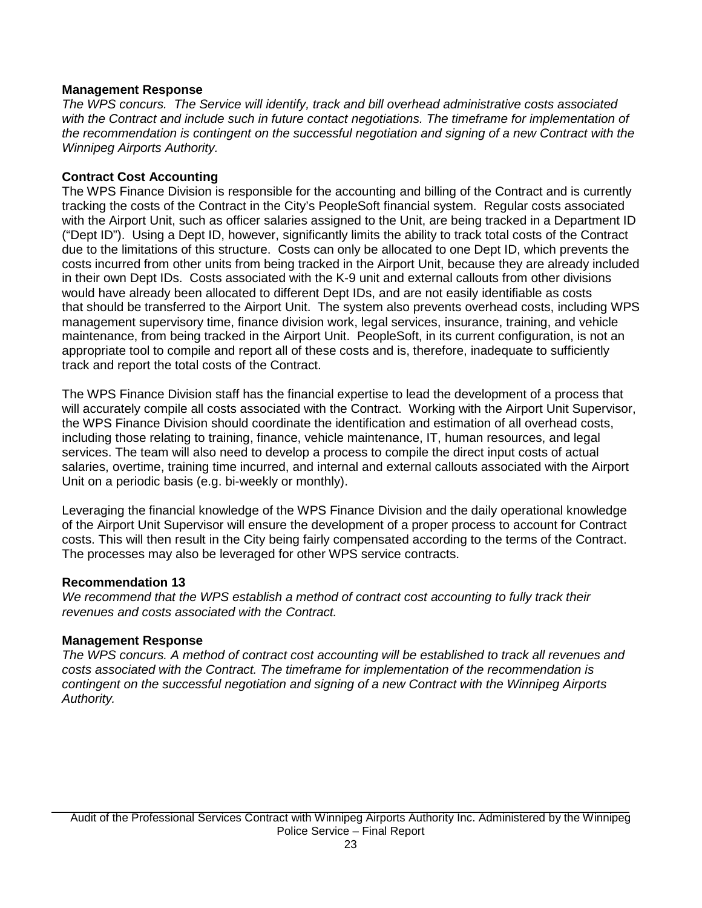**Management Response**

*The WPS concurs. The Service will identify, track and bill overhead administrative costs associated with the Contract and include such in future contact negotiations. The timeframe for implementation of the recommendation is contingent on the successful negotiation and signing of a new Contract with the Winnipeg Airports Authority.*

**Contract Cost Accounting**

The WPS Finance Division is responsible for the accounting and billing of the Contract and is currently tracking the costs of the Contract in the City's PeopleSoft financial system. Regular costs associated with the Airport Unit, such as officer salaries assigned to the Unit, are being tracked in a Department ID ("Dept ID"). Using a Dept ID, however, significantly limits the ability to track total costs of the Contract due to the limitations of this structure. Costs can only be allocated to one Dept ID, which prevents the costs incurred from other units from being tracked in the Airport Unit, because they are already included in their own Dept IDs. Costs associated with the K-9 unit and external callouts from other divisions would have already been allocated to different Dept IDs, and are not easily identifiable as costs that should be transferred to the Airport Unit. The system also prevents overhead costs, including WPS management supervisory time, finance division work, legal services, insurance, training, and vehicle maintenance, from being tracked in the Airport Unit. PeopleSoft, in its current configuration, is not an appropriate tool to compile and report all of these costs and is, therefore, inadequate to sufficiently track and report the total costs of the Contract.

The WPS Finance Division staff has the financial expertise to lead the development of a process that will accurately compile all costs associated with the Contract. Working with the Airport Unit Supervisor, the WPS Finance Division should coordinate the identification and estimation of all overhead costs, including those relating to training, finance, vehicle maintenance, IT, human resources, and legal services. The team will also need to develop a process to compile the direct input costs of actual salaries, overtime, training time incurred, and internal and external callouts associated with the Airport Unit on a periodic basis (e.g. bi-weekly or monthly).

Leveraging the financial knowledge of the WPS Finance Division and the daily operational knowledge of the Airport Unit Supervisor will ensure the development of a proper process to account for Contract costs. This will then result in the City being fairly compensated according to the terms of the Contract. The processes may also be leveraged for other WPS service contracts.

**Recommendation 13**

*We recommend that the WPS establish a method of contract cost accounting to fully track their revenues and costs associated with the Contract.*

**Management Response**

*The WPS concurs. A method of contract cost accounting will be established to track all revenues and costs associated with the Contract. The timeframe for implementation of the recommendation is contingent on the successful negotiation and signing of a new Contract with the Winnipeg Airports Authority.*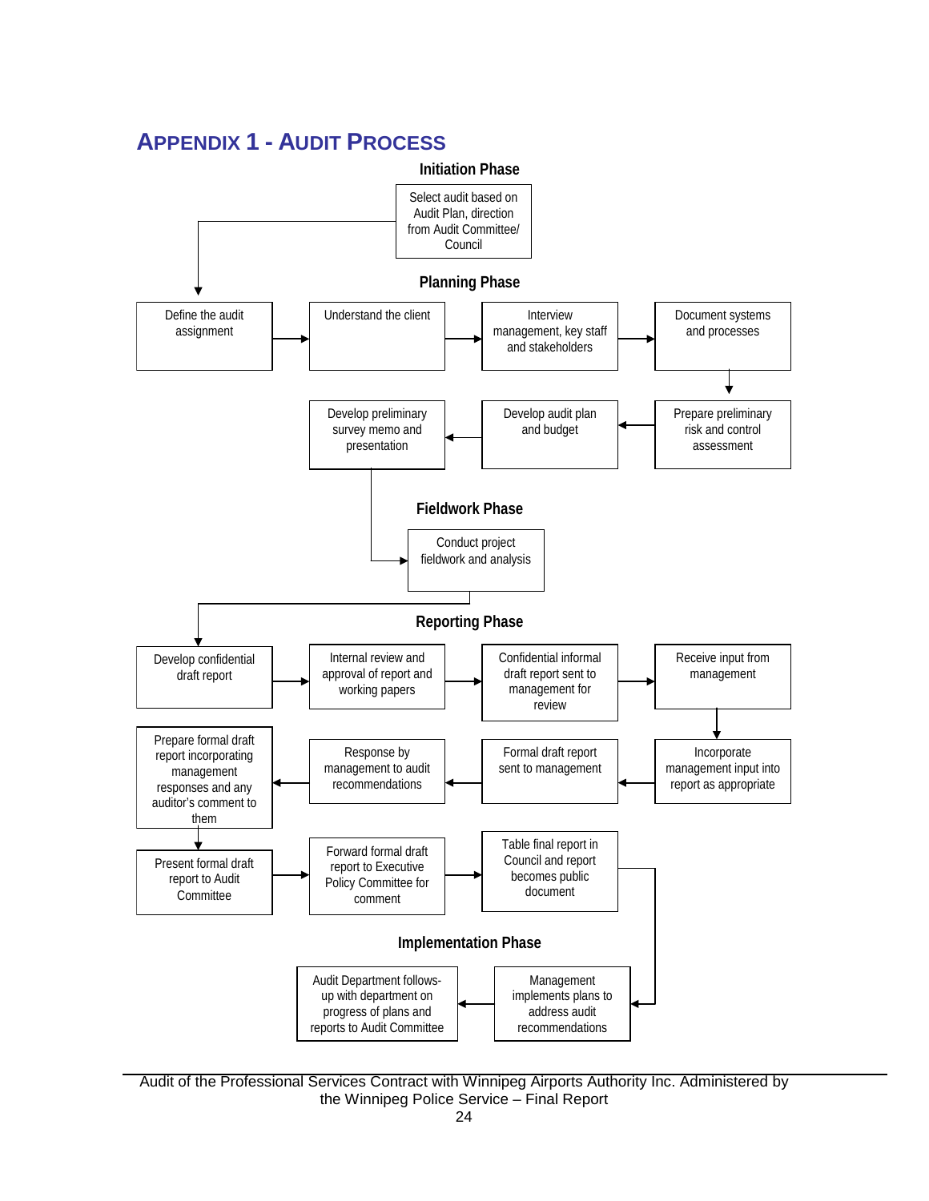# APPENDIX 1 - AUDIT PROCESS

### Initiation Phase

Select audit based on Audit Plan, direction from Audit Committee/ Council

### Planning Phase

Define the audit assignment

Understand the client

Interview management, key staff and stakeholders

Document systems and processes

Prepare preliminary risk and control assessment

Develop audit plan and budget

Develop preliminary survey memo and presentation

### Fieldwork Phase

Conduct project fieldwork and analysis

### Reporting Phase

Develop confidential draft report

Internal review and approval of report and working papers

Confidential informal draft report sent to management for review

Receive input from management

Incorporate management input into report as appropriate

Formal draft report sent to management

Response by management to audit recommendations

Prepare formal draft report incorporating management responses and any auditor's comment to them

Present formal draft report to Audit Committee

Forward formal draft report to Executive Policy Committee for comment

Table final report in Council and report becomes public document

### Implementation Phase

Management implements plans to address audit recommendations

Audit Department follows-up with department on progress of plans and reports to Audit Committee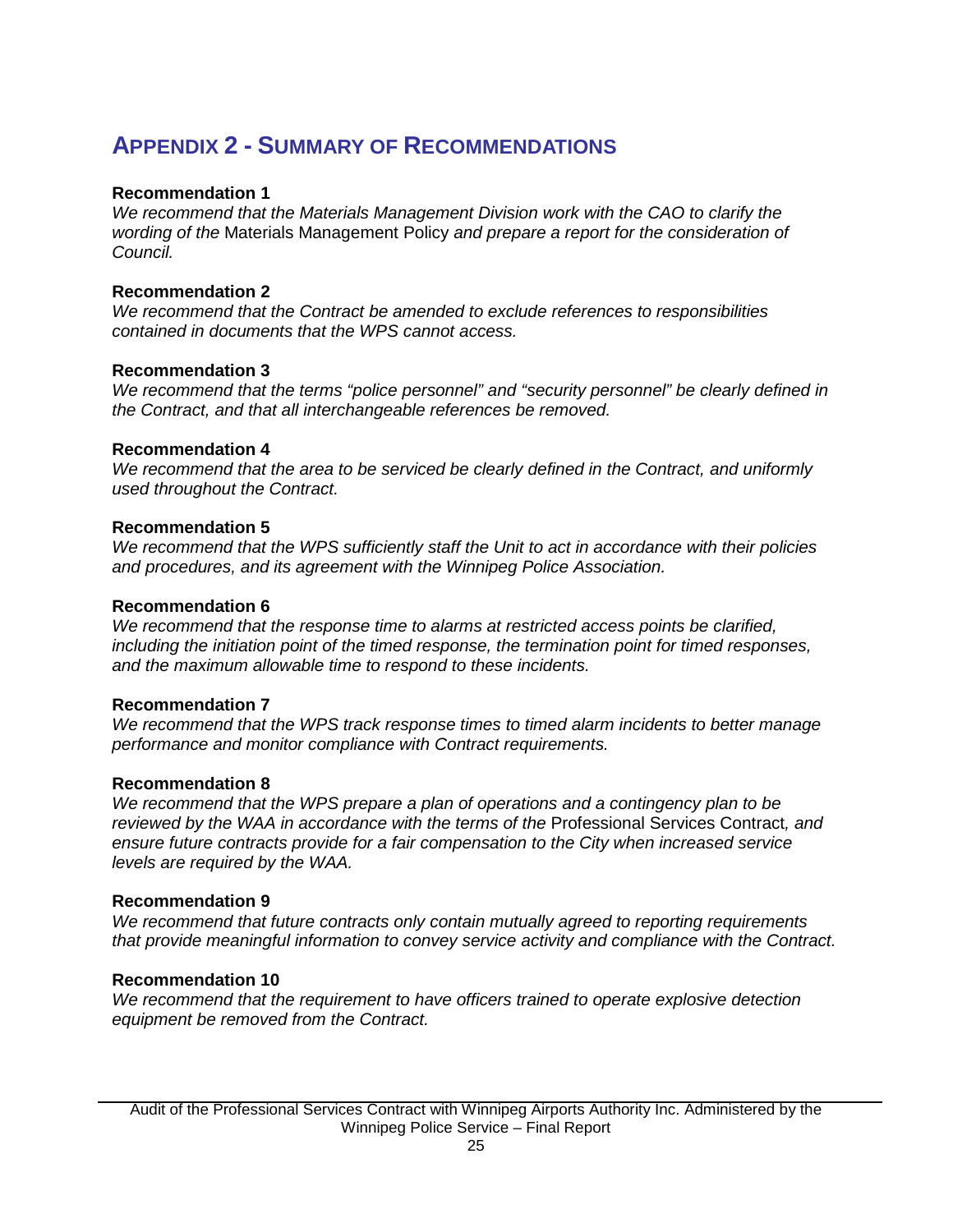# APPENDIX 2 - SUMMARY OF RECOMMENDATIONS

**Recommendation 1**

*We recommend that the Materials Management Division work with the CAO to clarify the wording of the* Materials Management Policy *and prepare a report for the consideration of Council.*

**Recommendation 2**

*We recommend that the Contract be amended to exclude references to responsibilities contained in documents that the WPS cannot access.*

**Recommendation 3**

*We recommend that the terms "police personnel" and "security personnel" be clearly defined in the Contract, and that all interchangeable references be removed.*

**Recommendation 4**

*We recommend that the area to be serviced be clearly defined in the Contract, and uniformly used throughout the Contract.*

**Recommendation 5**

*We recommend that the WPS sufficiently staff the Unit to act in accordance with their policies and procedures, and its agreement with the Winnipeg Police Association.*

**Recommendation 6**

*We recommend that the response time to alarms at restricted access points be clarified, including the initiation point of the timed response, the termination point for timed responses, and the maximum allowable time to respond to these incidents.*

**Recommendation 7**

*We recommend that the WPS track response times to timed alarm incidents to better manage performance and monitor compliance with Contract requirements.*

**Recommendation 8**

*We recommend that the WPS prepare a plan of operations and a contingency plan to be reviewed by the WAA in accordance with the terms of the* Professional Services Contract*, and ensure future contracts provide for a fair compensation to the City when increased service levels are required by the WAA.*

**Recommendation 9**

*We recommend that future contracts only contain mutually agreed to reporting requirements that provide meaningful information to convey service activity and compliance with the Contract.*

**Recommendation 10**

*We recommend that the requirement to have officers trained to operate explosive detection equipment be removed from the Contract.*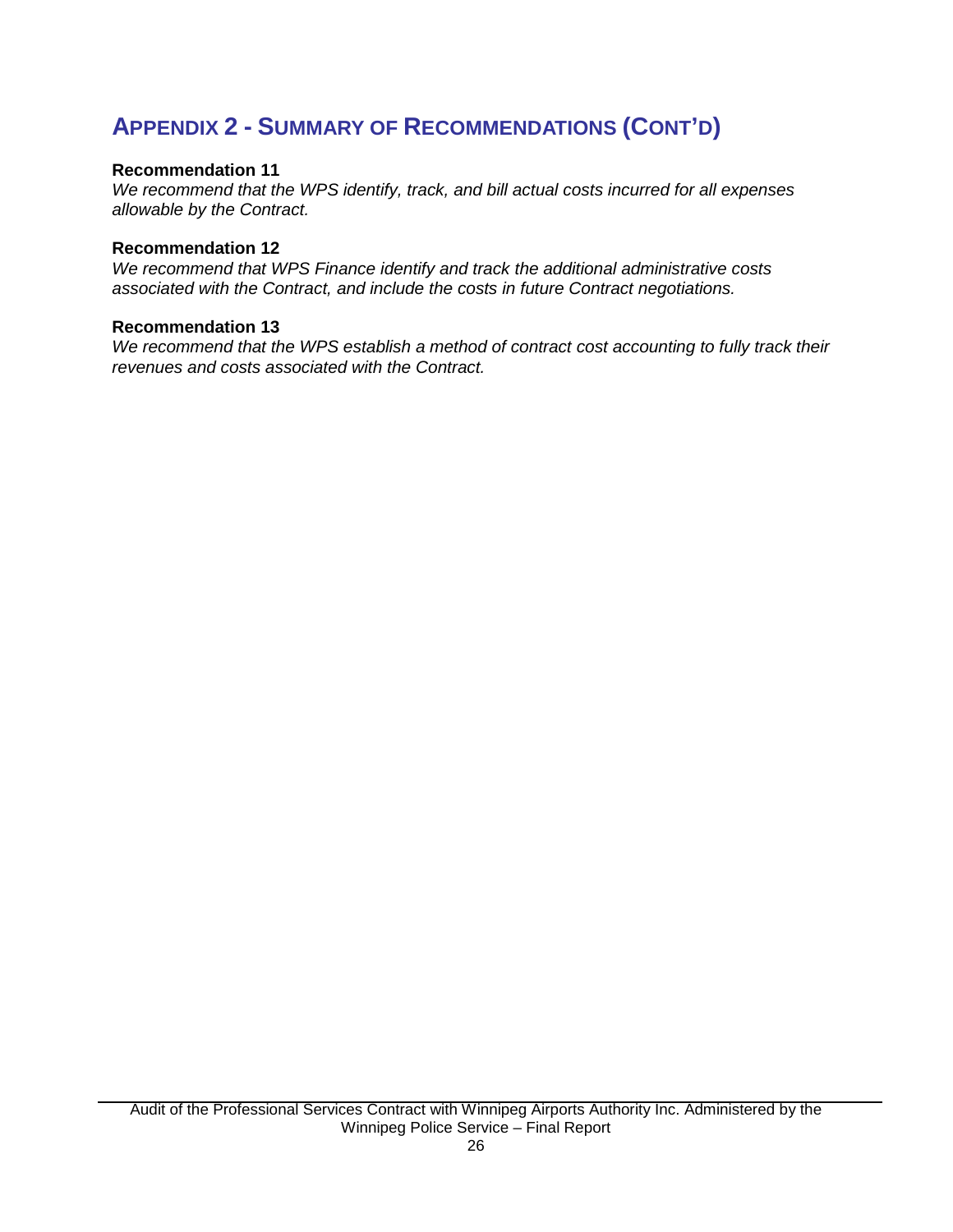## APPENDIX 2 - SUMMARY OF RECOMMENDATIONS (CONT'D)

**Recommendation 11**

*We recommend that the WPS identify, track, and bill actual costs incurred for all expenses allowable by the Contract.*

**Recommendation 12**

*We recommend that WPS Finance identify and track the additional administrative costs associated with the Contract, and include the costs in future Contract negotiations.*

**Recommendation 13**

*We recommend that the WPS establish a method of contract cost accounting to fully track their revenues and costs associated with the Contract.*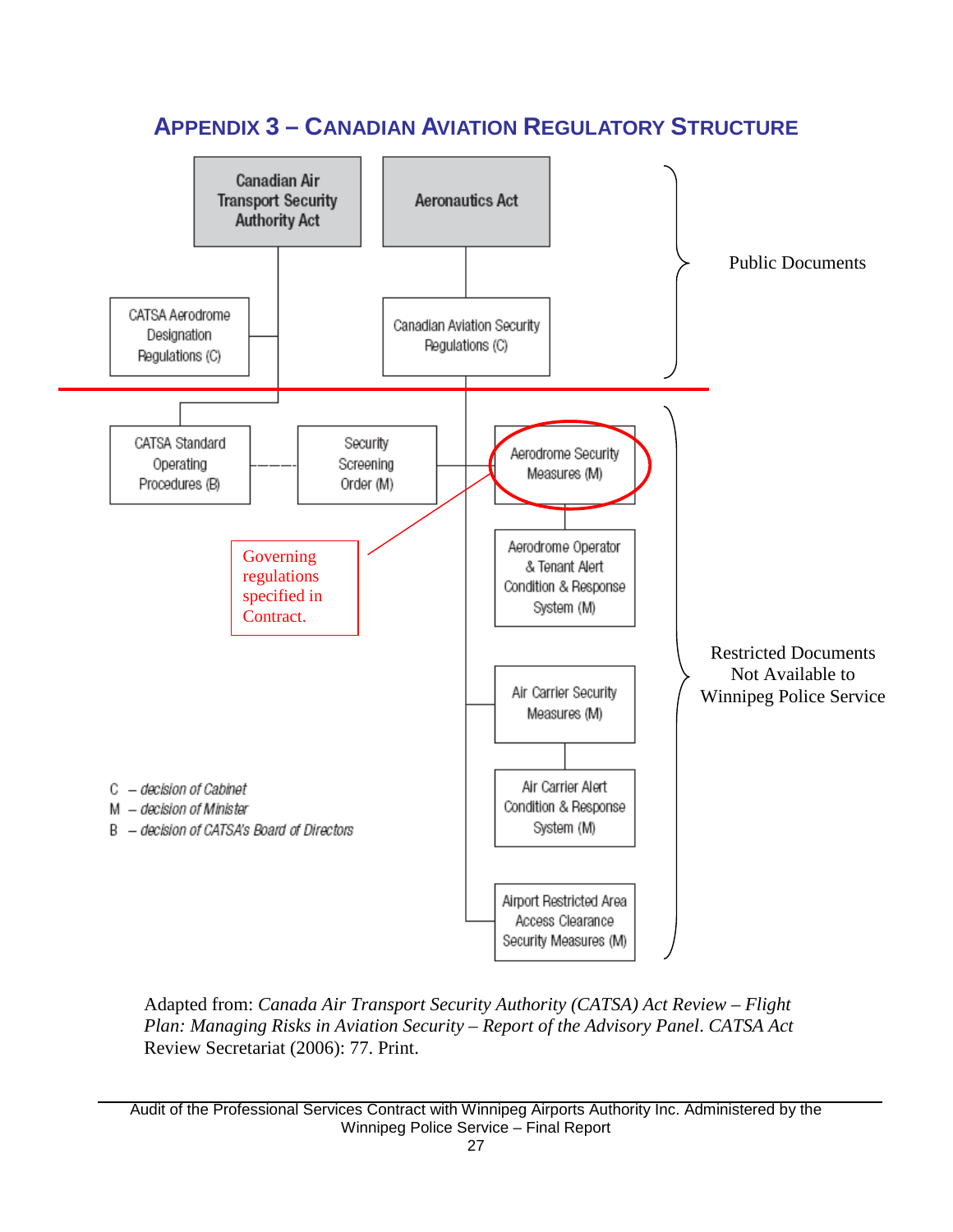# APPENDIX 3 – CANADIAN AVIATION REGULATORY STRUCTURE

**Public Documents**

- Canadian Air Transport Security Authority Act
  - CATSA Aerodrome Designation Regulations (C)
  - CATSA Standard Operating Procedures (B)
- Aeronautics Act
  - Canadian Aviation Security Regulations (C)

**Restricted Documents Not Available to Winnipeg Police Service**

- CATSA Standard Operating Procedures (B) ----- Security Screening Order (M)
- Security Screening Order (M)
- Aerodrome Security Measures (M) ← Governing regulations specified in Contract.
  - Aerodrome Operator & Tenant Alert Condition & Response System (M)
- Air Carrier Security Measures (M)
  - Air Carrier Alert Condition & Response System (M)
- Airport Restricted Area Access Clearance Security Measures (M)

C – *decision of Cabinet*
M – *decision of Minister*
B – *decision of CATSA's Board of Directors*

Adapted from: *Canada Air Transport Security Authority (CATSA) Act Review – Flight Plan: Managing Risks in Aviation Security – Report of the Advisory Panel*. CATSA Act Review Secretariat (2006): 77. Print.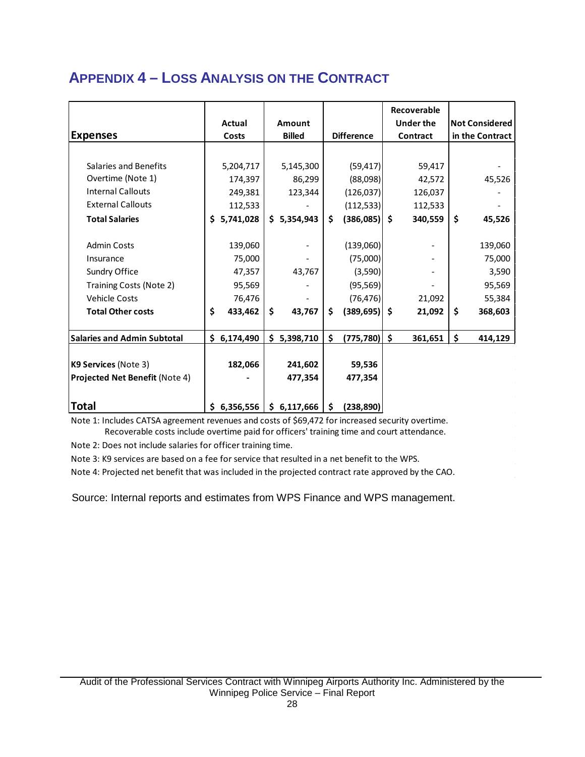## APPENDIX 4 – LOSS ANALYSIS ON THE CONTRACT

| Expenses | Actual Costs | Amount Billed | Difference | Recoverable Under the Contract | Not Considered in the Contract |
|---|---|---|---|---|---|
| Salaries and Benefits | 5,204,717 | 5,145,300 | (59,417) | 59,417 | - |
| Overtime (Note 1) | 174,397 | 86,299 | (88,098) | 42,572 | 45,526 |
| Internal Callouts | 249,381 | 123,344 | (126,037) | 126,037 | - |
| External Callouts | 112,533 | - | (112,533) | 112,533 | - |
| **Total Salaries** | **$ 5,741,028** | **$ 5,354,943** | **$ (386,085)** | **$ 340,559** | **$ 45,526** |
| Admin Costs | 139,060 | - | (139,060) | - | 139,060 |
| Insurance | 75,000 | - | (75,000) | - | 75,000 |
| Sundry Office | 47,357 | 43,767 | (3,590) | - | 3,590 |
| Training Costs (Note 2) | 95,569 | - | (95,569) | - | 95,569 |
| Vehicle Costs | 76,476 | - | (76,476) | 21,092 | 55,384 |
| **Total Other costs** | **$ 433,462** | **$ 43,767** | **$ (389,695)** | **$ 21,092** | **$ 368,603** |
| **Salaries and Admin Subtotal** | **$ 6,174,490** | **$ 5,398,710** | **$ (775,780)** | **$ 361,651** | **$ 414,129** |
| **K9 Services** (Note 3) | **182,066** | **241,602** | **59,536** | | |
| **Projected Net Benefit** (Note 4) | **-** | **477,354** | **477,354** | | |
| **Total** | **$ 6,356,556** | **$ 6,117,666** | **$ (238,890)** | | |

Note 1: Includes CATSA agreement revenues and costs of $69,472 for increased security overtime. Recoverable costs include overtime paid for officers' training time and court attendance.

Note 2: Does not include salaries for officer training time.

Note 3: K9 services are based on a fee for service that resulted in a net benefit to the WPS.

Note 4: Projected net benefit that was included in the projected contract rate approved by the CAO.

Source: Internal reports and estimates from WPS Finance and WPS management.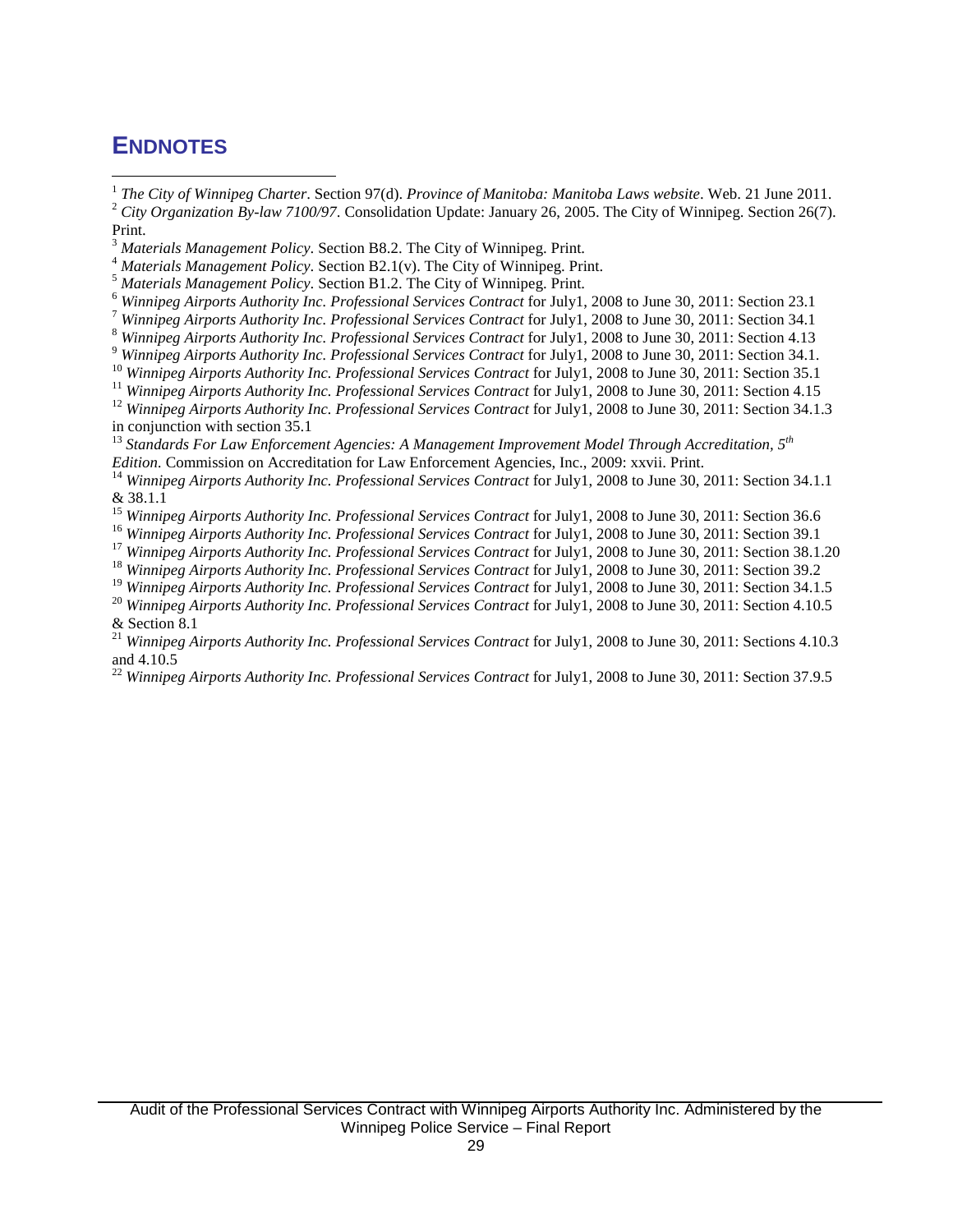## ENDNOTES

[1] *The City of Winnipeg Charter*. Section 97(d). *Province of Manitoba: Manitoba Laws website*. Web. 21 June 2011.

[2] *City Organization By-law 7100/97*. Consolidation Update: January 26, 2005. The City of Winnipeg. Section 26(7). Print.

[3] *Materials Management Policy*. Section B8.2. The City of Winnipeg. Print.

[4] *Materials Management Policy*. Section B2.1(v). The City of Winnipeg. Print.

[5] *Materials Management Policy*. Section B1.2. The City of Winnipeg. Print.

[6] *Winnipeg Airports Authority Inc. Professional Services Contract* for July1, 2008 to June 30, 2011: Section 23.1

[7] *Winnipeg Airports Authority Inc. Professional Services Contract* for July1, 2008 to June 30, 2011: Section 34.1

[8] *Winnipeg Airports Authority Inc. Professional Services Contract* for July1, 2008 to June 30, 2011: Section 4.13

[9] *Winnipeg Airports Authority Inc. Professional Services Contract* for July1, 2008 to June 30, 2011: Section 34.1.

[10] *Winnipeg Airports Authority Inc. Professional Services Contract* for July1, 2008 to June 30, 2011: Section 35.1

[11] *Winnipeg Airports Authority Inc. Professional Services Contract* for July1, 2008 to June 30, 2011: Section 4.15

[12] *Winnipeg Airports Authority Inc. Professional Services Contract* for July1, 2008 to June 30, 2011: Section 34.1.3 in conjunction with section 35.1

[13] *Standards For Law Enforcement Agencies: A Management Improvement Model Through Accreditation, 5th Edition*. Commission on Accreditation for Law Enforcement Agencies, Inc., 2009: xxvii. Print.

[14] *Winnipeg Airports Authority Inc. Professional Services Contract* for July1, 2008 to June 30, 2011: Section 34.1.1 & 38.1.1

[15] *Winnipeg Airports Authority Inc. Professional Services Contract* for July1, 2008 to June 30, 2011: Section 36.6

[16] *Winnipeg Airports Authority Inc. Professional Services Contract* for July1, 2008 to June 30, 2011: Section 39.1

[17] *Winnipeg Airports Authority Inc. Professional Services Contract* for July1, 2008 to June 30, 2011: Section 38.1.20

[18] *Winnipeg Airports Authority Inc. Professional Services Contract* for July1, 2008 to June 30, 2011: Section 39.2

[19] *Winnipeg Airports Authority Inc. Professional Services Contract* for July1, 2008 to June 30, 2011: Section 34.1.5

[20] *Winnipeg Airports Authority Inc. Professional Services Contract* for July1, 2008 to June 30, 2011: Section 4.10.5 & Section 8.1

[21] *Winnipeg Airports Authority Inc. Professional Services Contract* for July1, 2008 to June 30, 2011: Sections 4.10.3 and 4.10.5

[22] *Winnipeg Airports Authority Inc. Professional Services Contract* for July1, 2008 to June 30, 2011: Section 37.9.5